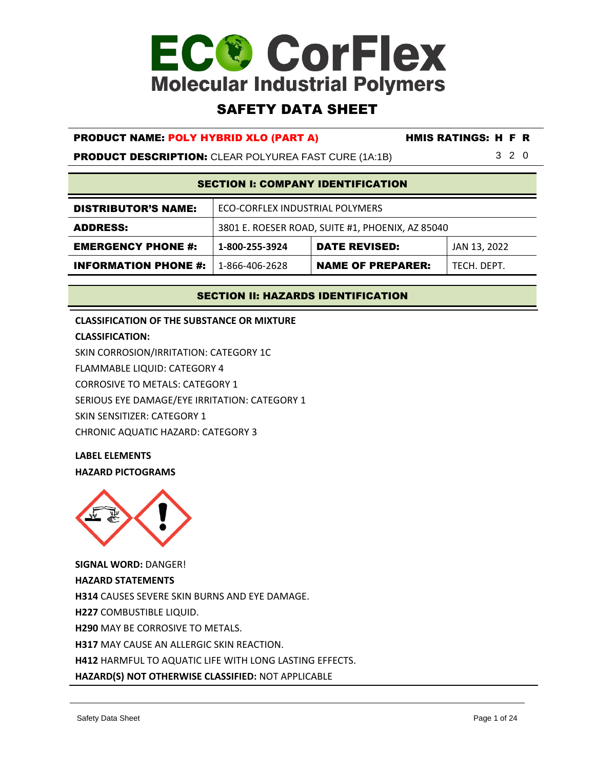# ECO CorFlex

## Molecular Industrial Polymers

# SAFETY DATA SHEET

**PRODUCT NAME: POLY HYBRID XLO (PART A)** **HMIS RATINGS: H F R**

**PRODUCT DESCRIPTION:** CLEAR POLYUREA FAST CURE (1A:1B) 3 2 0

## SECTION I: COMPANY IDENTIFICATION

| | | | |
|---|---|---|---|
| **DISTRIBUTOR'S NAME:** | ECO-CORFLEX INDUSTRIAL POLYMERS | | |
| **ADDRESS:** | 3801 E. ROESER ROAD, SUITE #1, PHOENIX, AZ 85040 | | |
| **EMERGENCY PHONE #:** | **1-800-255-3924** | **DATE REVISED:** | JAN 13, 2022 |
| **INFORMATION PHONE #:** | 1-866-406-2628 | **NAME OF PREPARER:** | TECH. DEPT. |

## SECTION II: HAZARDS IDENTIFICATION

**CLASSIFICATION OF THE SUBSTANCE OR MIXTURE**

**CLASSIFICATION:**

SKIN CORROSION/IRRITATION: CATEGORY 1C

FLAMMABLE LIQUID: CATEGORY 4

CORROSIVE TO METALS: CATEGORY 1

SERIOUS EYE DAMAGE/EYE IRRITATION: CATEGORY 1

SKIN SENSITIZER: CATEGORY 1

CHRONIC AQUATIC HAZARD: CATEGORY 3

**LABEL ELEMENTS**

**HAZARD PICTOGRAMS**

**SIGNAL WORD:** DANGER!

**HAZARD STATEMENTS**

**H314** CAUSES SEVERE SKIN BURNS AND EYE DAMAGE.

**H227** COMBUSTIBLE LIQUID.

**H290** MAY BE CORROSIVE TO METALS.

**H317** MAY CAUSE AN ALLERGIC SKIN REACTION.

**H412** HARMFUL TO AQUATIC LIFE WITH LONG LASTING EFFECTS.

**HAZARD(S) NOT OTHERWISE CLASSIFIED:** NOT APPLICABLE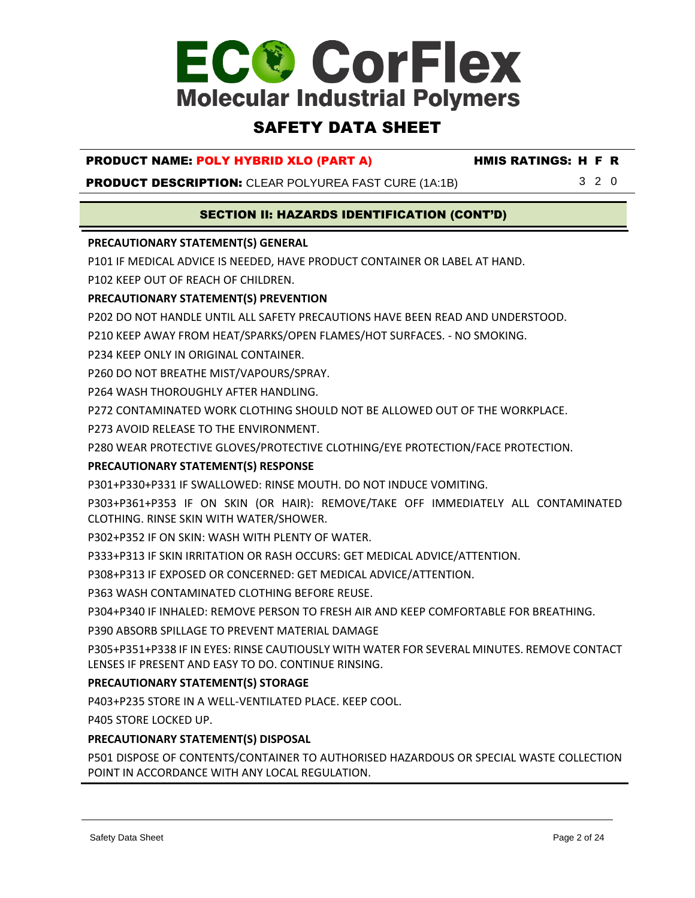# ECO CorFlex
## Molecular Industrial Polymers

# SAFETY DATA SHEET

**PRODUCT NAME:** **POLY HYBRID XLO (PART A)**

**HMIS RATINGS:**

| H | F | R |
|---|---|---|
| 3 | 2 | 0 |

**PRODUCT DESCRIPTION:** CLEAR POLYUREA FAST CURE (1A:1B)

## SECTION II: HAZARDS IDENTIFICATION (CONT'D)

**PRECAUTIONARY STATEMENT(S) GENERAL**

P101 IF MEDICAL ADVICE IS NEEDED, HAVE PRODUCT CONTAINER OR LABEL AT HAND.

P102 KEEP OUT OF REACH OF CHILDREN.

**PRECAUTIONARY STATEMENT(S) PREVENTION**

P202 DO NOT HANDLE UNTIL ALL SAFETY PRECAUTIONS HAVE BEEN READ AND UNDERSTOOD.

P210 KEEP AWAY FROM HEAT/SPARKS/OPEN FLAMES/HOT SURFACES. - NO SMOKING.

P234 KEEP ONLY IN ORIGINAL CONTAINER.

P260 DO NOT BREATHE MIST/VAPOURS/SPRAY.

P264 WASH THOROUGHLY AFTER HANDLING.

P272 CONTAMINATED WORK CLOTHING SHOULD NOT BE ALLOWED OUT OF THE WORKPLACE.

P273 AVOID RELEASE TO THE ENVIRONMENT.

P280 WEAR PROTECTIVE GLOVES/PROTECTIVE CLOTHING/EYE PROTECTION/FACE PROTECTION.

**PRECAUTIONARY STATEMENT(S) RESPONSE**

P301+P330+P331 IF SWALLOWED: RINSE MOUTH. DO NOT INDUCE VOMITING.

P303+P361+P353 IF ON SKIN (OR HAIR): REMOVE/TAKE OFF IMMEDIATELY ALL CONTAMINATED CLOTHING. RINSE SKIN WITH WATER/SHOWER.

P302+P352 IF ON SKIN: WASH WITH PLENTY OF WATER.

P333+P313 IF SKIN IRRITATION OR RASH OCCURS: GET MEDICAL ADVICE/ATTENTION.

P308+P313 IF EXPOSED OR CONCERNED: GET MEDICAL ADVICE/ATTENTION.

P363 WASH CONTAMINATED CLOTHING BEFORE REUSE.

P304+P340 IF INHALED: REMOVE PERSON TO FRESH AIR AND KEEP COMFORTABLE FOR BREATHING.

P390 ABSORB SPILLAGE TO PREVENT MATERIAL DAMAGE

P305+P351+P338 IF IN EYES: RINSE CAUTIOUSLY WITH WATER FOR SEVERAL MINUTES. REMOVE CONTACT LENSES IF PRESENT AND EASY TO DO. CONTINUE RINSING.

**PRECAUTIONARY STATEMENT(S) STORAGE**

P403+P235 STORE IN A WELL-VENTILATED PLACE. KEEP COOL.

P405 STORE LOCKED UP.

**PRECAUTIONARY STATEMENT(S) DISPOSAL**

P501 DISPOSE OF CONTENTS/CONTAINER TO AUTHORISED HAZARDOUS OR SPECIAL WASTE COLLECTION POINT IN ACCORDANCE WITH ANY LOCAL REGULATION.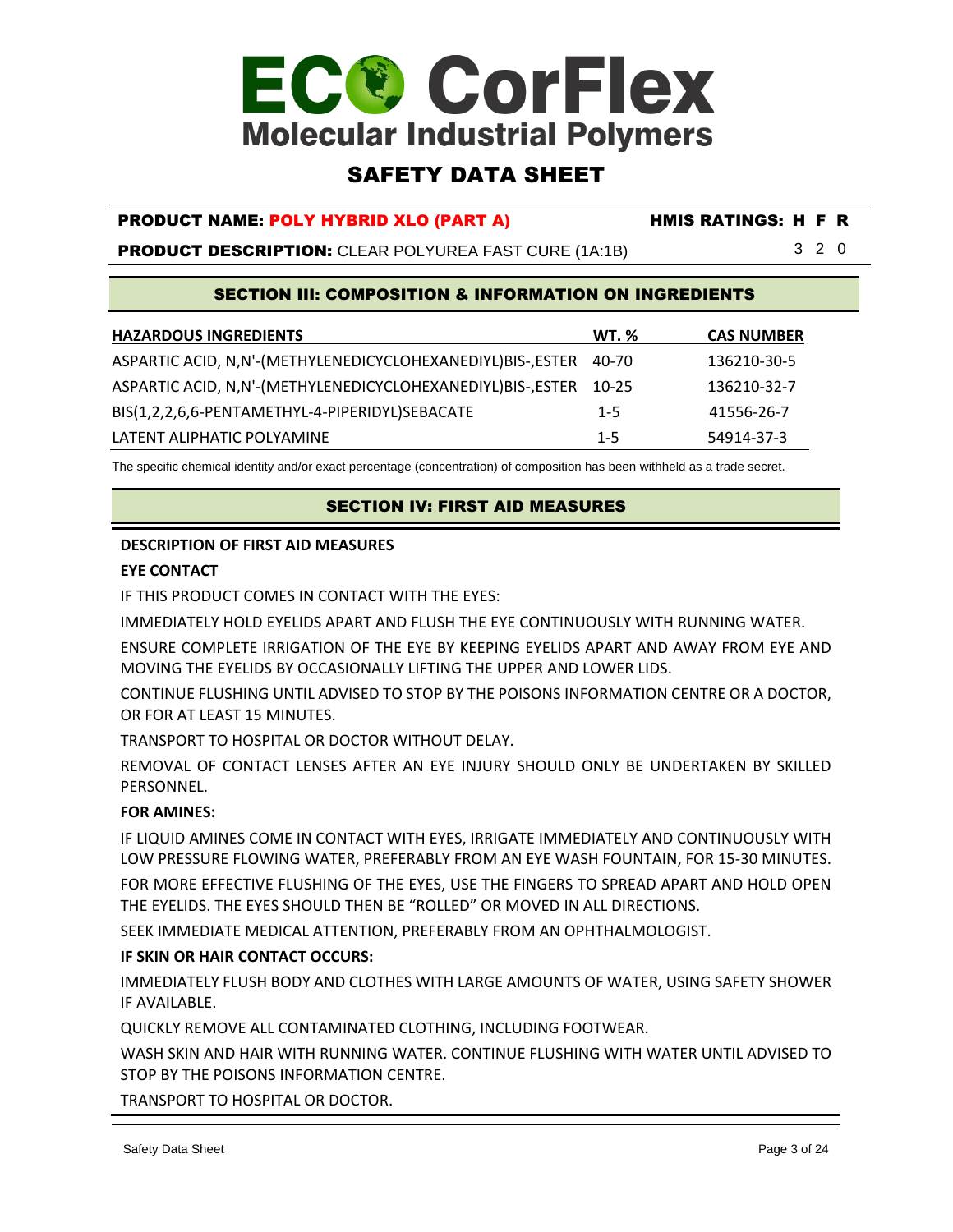# ECO CorFlex
## Molecular Industrial Polymers

# SAFETY DATA SHEET

**PRODUCT NAME: POLY HYBRID XLO (PART A)** **HMIS RATINGS: H F R**

**PRODUCT DESCRIPTION:** CLEAR POLYUREA FAST CURE (1A:1B) 3 2 0

## SECTION III: COMPOSITION & INFORMATION ON INGREDIENTS

| HAZARDOUS INGREDIENTS | WT. % | CAS NUMBER |
|---|---|---|
| ASPARTIC ACID, N,N'-(METHYLENEDICYCLOHEXANEDIYL)BIS-,ESTER | 40-70 | 136210-30-5 |
| ASPARTIC ACID, N,N'-(METHYLENEDICYCLOHEXANEDIYL)BIS-,ESTER | 10-25 | 136210-32-7 |
| BIS(1,2,2,6,6-PENTAMETHYL-4-PIPERIDYL)SEBACATE | 1-5 | 41556-26-7 |
| LATENT ALIPHATIC POLYAMINE | 1-5 | 54914-37-3 |

The specific chemical identity and/or exact percentage (concentration) of composition has been withheld as a trade secret.

## SECTION IV: FIRST AID MEASURES

**DESCRIPTION OF FIRST AID MEASURES**

**EYE CONTACT**

IF THIS PRODUCT COMES IN CONTACT WITH THE EYES:

IMMEDIATELY HOLD EYELIDS APART AND FLUSH THE EYE CONTINUOUSLY WITH RUNNING WATER.

ENSURE COMPLETE IRRIGATION OF THE EYE BY KEEPING EYELIDS APART AND AWAY FROM EYE AND MOVING THE EYELIDS BY OCCASIONALLY LIFTING THE UPPER AND LOWER LIDS.

CONTINUE FLUSHING UNTIL ADVISED TO STOP BY THE POISONS INFORMATION CENTRE OR A DOCTOR, OR FOR AT LEAST 15 MINUTES.

TRANSPORT TO HOSPITAL OR DOCTOR WITHOUT DELAY.

REMOVAL OF CONTACT LENSES AFTER AN EYE INJURY SHOULD ONLY BE UNDERTAKEN BY SKILLED PERSONNEL.

**FOR AMINES:**

IF LIQUID AMINES COME IN CONTACT WITH EYES, IRRIGATE IMMEDIATELY AND CONTINUOUSLY WITH LOW PRESSURE FLOWING WATER, PREFERABLY FROM AN EYE WASH FOUNTAIN, FOR 15-30 MINUTES.

FOR MORE EFFECTIVE FLUSHING OF THE EYES, USE THE FINGERS TO SPREAD APART AND HOLD OPEN THE EYELIDS. THE EYES SHOULD THEN BE "ROLLED" OR MOVED IN ALL DIRECTIONS.

SEEK IMMEDIATE MEDICAL ATTENTION, PREFERABLY FROM AN OPHTHALMOLOGIST.

**IF SKIN OR HAIR CONTACT OCCURS:**

IMMEDIATELY FLUSH BODY AND CLOTHES WITH LARGE AMOUNTS OF WATER, USING SAFETY SHOWER IF AVAILABLE.

QUICKLY REMOVE ALL CONTAMINATED CLOTHING, INCLUDING FOOTWEAR.

WASH SKIN AND HAIR WITH RUNNING WATER. CONTINUE FLUSHING WITH WATER UNTIL ADVISED TO STOP BY THE POISONS INFORMATION CENTRE.

TRANSPORT TO HOSPITAL OR DOCTOR.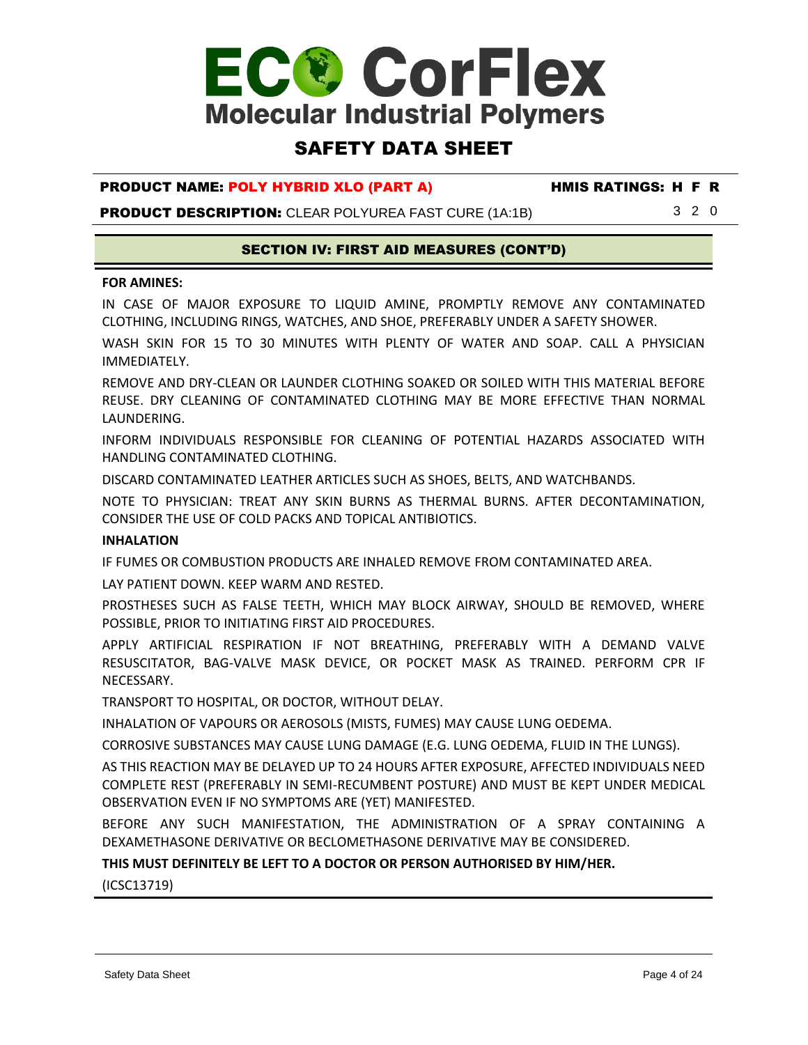# ECO CorFlex

**Molecular Industrial Polymers**

## SAFETY DATA SHEET

**PRODUCT NAME: POLY HYBRID XLO (PART A)** **HMIS RATINGS: H F R**

**PRODUCT DESCRIPTION:** CLEAR POLYUREA FAST CURE (1A:1B) 3 2 0

### SECTION IV: FIRST AID MEASURES (CONT'D)

**FOR AMINES:**

IN CASE OF MAJOR EXPOSURE TO LIQUID AMINE, PROMPTLY REMOVE ANY CONTAMINATED CLOTHING, INCLUDING RINGS, WATCHES, AND SHOE, PREFERABLY UNDER A SAFETY SHOWER.

WASH SKIN FOR 15 TO 30 MINUTES WITH PLENTY OF WATER AND SOAP. CALL A PHYSICIAN IMMEDIATELY.

REMOVE AND DRY-CLEAN OR LAUNDER CLOTHING SOAKED OR SOILED WITH THIS MATERIAL BEFORE REUSE. DRY CLEANING OF CONTAMINATED CLOTHING MAY BE MORE EFFECTIVE THAN NORMAL LAUNDERING.

INFORM INDIVIDUALS RESPONSIBLE FOR CLEANING OF POTENTIAL HAZARDS ASSOCIATED WITH HANDLING CONTAMINATED CLOTHING.

DISCARD CONTAMINATED LEATHER ARTICLES SUCH AS SHOES, BELTS, AND WATCHBANDS.

NOTE TO PHYSICIAN: TREAT ANY SKIN BURNS AS THERMAL BURNS. AFTER DECONTAMINATION, CONSIDER THE USE OF COLD PACKS AND TOPICAL ANTIBIOTICS.

**INHALATION**

IF FUMES OR COMBUSTION PRODUCTS ARE INHALED REMOVE FROM CONTAMINATED AREA.

LAY PATIENT DOWN. KEEP WARM AND RESTED.

PROSTHESES SUCH AS FALSE TEETH, WHICH MAY BLOCK AIRWAY, SHOULD BE REMOVED, WHERE POSSIBLE, PRIOR TO INITIATING FIRST AID PROCEDURES.

APPLY ARTIFICIAL RESPIRATION IF NOT BREATHING, PREFERABLY WITH A DEMAND VALVE RESUSCITATOR, BAG-VALVE MASK DEVICE, OR POCKET MASK AS TRAINED. PERFORM CPR IF NECESSARY.

TRANSPORT TO HOSPITAL, OR DOCTOR, WITHOUT DELAY.

INHALATION OF VAPOURS OR AEROSOLS (MISTS, FUMES) MAY CAUSE LUNG OEDEMA.

CORROSIVE SUBSTANCES MAY CAUSE LUNG DAMAGE (E.G. LUNG OEDEMA, FLUID IN THE LUNGS).

AS THIS REACTION MAY BE DELAYED UP TO 24 HOURS AFTER EXPOSURE, AFFECTED INDIVIDUALS NEED COMPLETE REST (PREFERABLY IN SEMI-RECUMBENT POSTURE) AND MUST BE KEPT UNDER MEDICAL OBSERVATION EVEN IF NO SYMPTOMS ARE (YET) MANIFESTED.

BEFORE ANY SUCH MANIFESTATION, THE ADMINISTRATION OF A SPRAY CONTAINING A DEXAMETHASONE DERIVATIVE OR BECLOMETHASONE DERIVATIVE MAY BE CONSIDERED.

**THIS MUST DEFINITELY BE LEFT TO A DOCTOR OR PERSON AUTHORISED BY HIM/HER.**

(ICSC13719)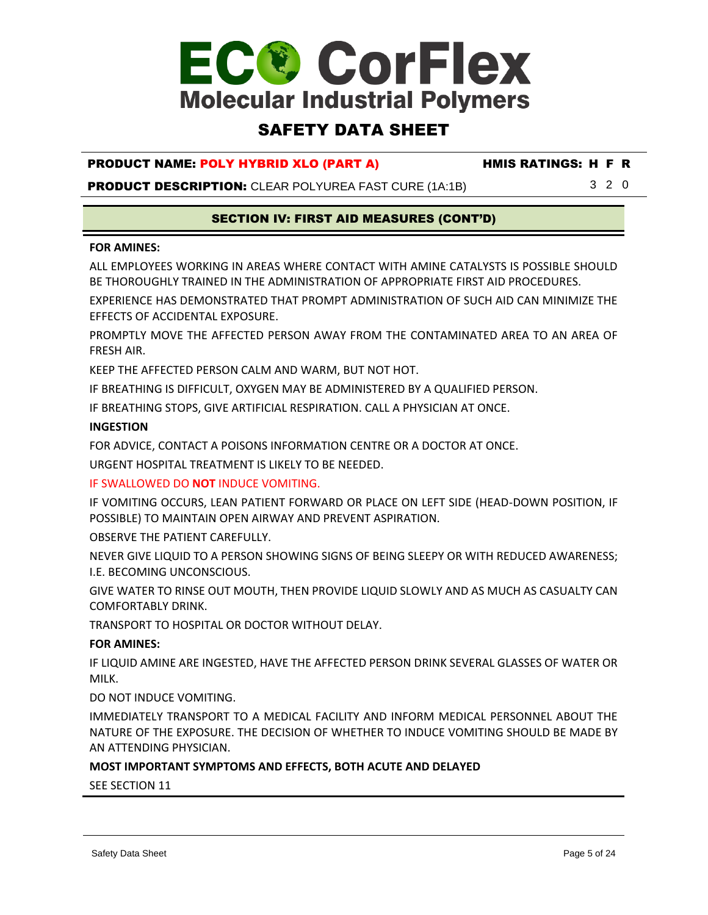# ECO CorFlex

**Molecular Industrial Polymers**

## SAFETY DATA SHEET

**PRODUCT NAME:** **POLY HYBRID XLO (PART A)** | **HMIS RATINGS: H F R** 3 2 0

**PRODUCT DESCRIPTION:** CLEAR POLYUREA FAST CURE (1A:1B)

### SECTION IV: FIRST AID MEASURES (CONT'D)

**FOR AMINES:**

ALL EMPLOYEES WORKING IN AREAS WHERE CONTACT WITH AMINE CATALYSTS IS POSSIBLE SHOULD BE THOROUGHLY TRAINED IN THE ADMINISTRATION OF APPROPRIATE FIRST AID PROCEDURES.

EXPERIENCE HAS DEMONSTRATED THAT PROMPT ADMINISTRATION OF SUCH AID CAN MINIMIZE THE EFFECTS OF ACCIDENTAL EXPOSURE.

PROMPTLY MOVE THE AFFECTED PERSON AWAY FROM THE CONTAMINATED AREA TO AN AREA OF FRESH AIR.

KEEP THE AFFECTED PERSON CALM AND WARM, BUT NOT HOT.

IF BREATHING IS DIFFICULT, OXYGEN MAY BE ADMINISTERED BY A QUALIFIED PERSON.

IF BREATHING STOPS, GIVE ARTIFICIAL RESPIRATION. CALL A PHYSICIAN AT ONCE.

**INGESTION**

FOR ADVICE, CONTACT A POISONS INFORMATION CENTRE OR A DOCTOR AT ONCE.

URGENT HOSPITAL TREATMENT IS LIKELY TO BE NEEDED.

IF SWALLOWED DO **NOT** INDUCE VOMITING.

IF VOMITING OCCURS, LEAN PATIENT FORWARD OR PLACE ON LEFT SIDE (HEAD-DOWN POSITION, IF POSSIBLE) TO MAINTAIN OPEN AIRWAY AND PREVENT ASPIRATION.

OBSERVE THE PATIENT CAREFULLY.

NEVER GIVE LIQUID TO A PERSON SHOWING SIGNS OF BEING SLEEPY OR WITH REDUCED AWARENESS; I.E. BECOMING UNCONSCIOUS.

GIVE WATER TO RINSE OUT MOUTH, THEN PROVIDE LIQUID SLOWLY AND AS MUCH AS CASUALTY CAN COMFORTABLY DRINK.

TRANSPORT TO HOSPITAL OR DOCTOR WITHOUT DELAY.

**FOR AMINES:**

IF LIQUID AMINE ARE INGESTED, HAVE THE AFFECTED PERSON DRINK SEVERAL GLASSES OF WATER OR MILK.

DO NOT INDUCE VOMITING.

IMMEDIATELY TRANSPORT TO A MEDICAL FACILITY AND INFORM MEDICAL PERSONNEL ABOUT THE NATURE OF THE EXPOSURE. THE DECISION OF WHETHER TO INDUCE VOMITING SHOULD BE MADE BY AN ATTENDING PHYSICIAN.

**MOST IMPORTANT SYMPTOMS AND EFFECTS, BOTH ACUTE AND DELAYED**

SEE SECTION 11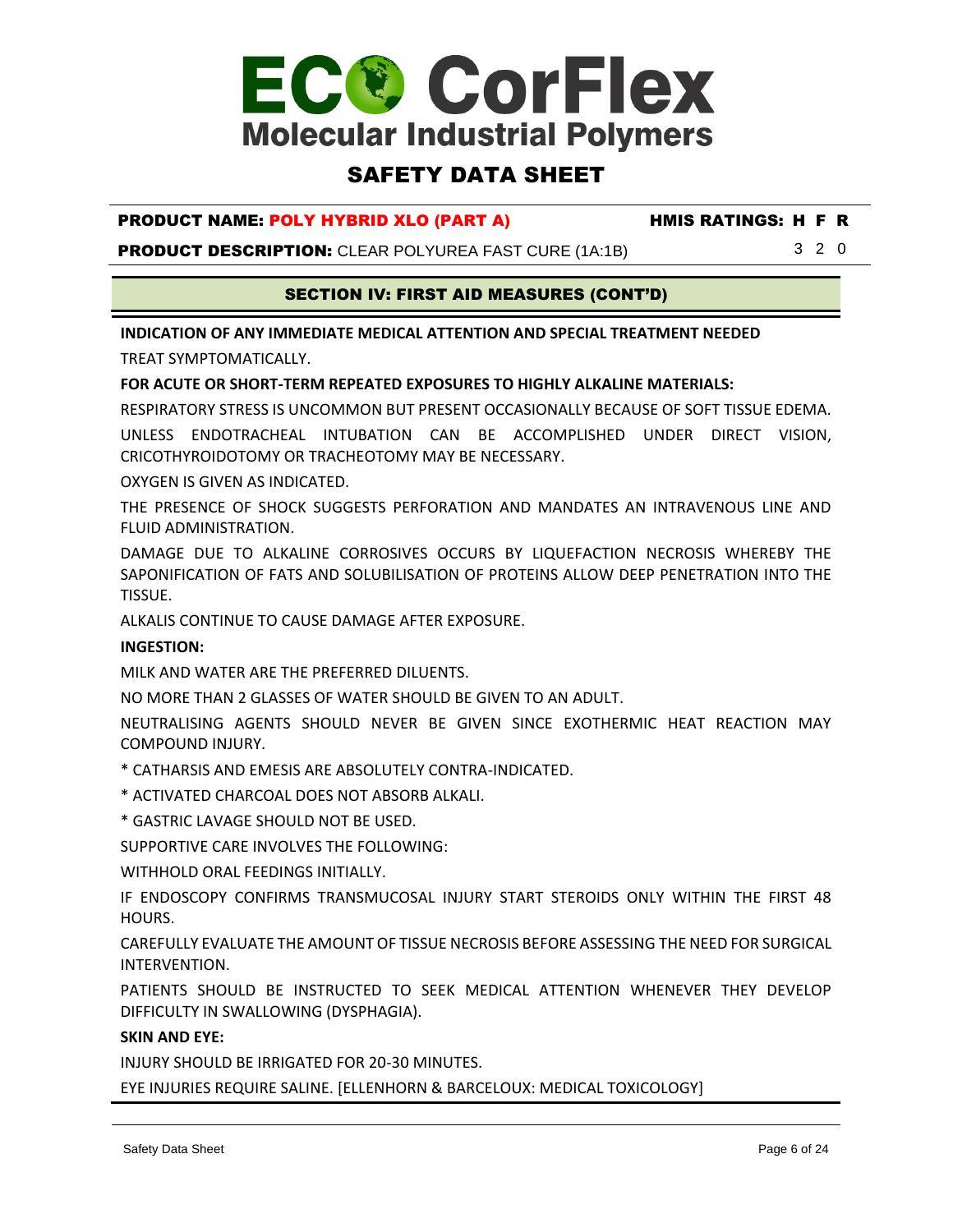# ECO CorFlex
## Molecular Industrial Polymers

# SAFETY DATA SHEET

**PRODUCT NAME: POLY HYBRID XLO (PART A)** **HMIS RATINGS: H F R**

**PRODUCT DESCRIPTION:** CLEAR POLYUREA FAST CURE (1A:1B) 3 2 0

## SECTION IV: FIRST AID MEASURES (CONT'D)

**INDICATION OF ANY IMMEDIATE MEDICAL ATTENTION AND SPECIAL TREATMENT NEEDED**

TREAT SYMPTOMATICALLY.

**FOR ACUTE OR SHORT-TERM REPEATED EXPOSURES TO HIGHLY ALKALINE MATERIALS:**

RESPIRATORY STRESS IS UNCOMMON BUT PRESENT OCCASIONALLY BECAUSE OF SOFT TISSUE EDEMA.

UNLESS ENDOTRACHEAL INTUBATION CAN BE ACCOMPLISHED UNDER DIRECT VISION, CRICOTHYROIDOTOMY OR TRACHEOTOMY MAY BE NECESSARY.

OXYGEN IS GIVEN AS INDICATED.

THE PRESENCE OF SHOCK SUGGESTS PERFORATION AND MANDATES AN INTRAVENOUS LINE AND FLUID ADMINISTRATION.

DAMAGE DUE TO ALKALINE CORROSIVES OCCURS BY LIQUEFACTION NECROSIS WHEREBY THE SAPONIFICATION OF FATS AND SOLUBILISATION OF PROTEINS ALLOW DEEP PENETRATION INTO THE TISSUE.

ALKALIS CONTINUE TO CAUSE DAMAGE AFTER EXPOSURE.

**INGESTION:**

MILK AND WATER ARE THE PREFERRED DILUENTS.

NO MORE THAN 2 GLASSES OF WATER SHOULD BE GIVEN TO AN ADULT.

NEUTRALISING AGENTS SHOULD NEVER BE GIVEN SINCE EXOTHERMIC HEAT REACTION MAY COMPOUND INJURY.

* CATHARSIS AND EMESIS ARE ABSOLUTELY CONTRA-INDICATED.

* ACTIVATED CHARCOAL DOES NOT ABSORB ALKALI.

* GASTRIC LAVAGE SHOULD NOT BE USED.

SUPPORTIVE CARE INVOLVES THE FOLLOWING:

WITHHOLD ORAL FEEDINGS INITIALLY.

IF ENDOSCOPY CONFIRMS TRANSMUCOSAL INJURY START STEROIDS ONLY WITHIN THE FIRST 48 HOURS.

CAREFULLY EVALUATE THE AMOUNT OF TISSUE NECROSIS BEFORE ASSESSING THE NEED FOR SURGICAL INTERVENTION.

PATIENTS SHOULD BE INSTRUCTED TO SEEK MEDICAL ATTENTION WHENEVER THEY DEVELOP DIFFICULTY IN SWALLOWING (DYSPHAGIA).

**SKIN AND EYE:**

INJURY SHOULD BE IRRIGATED FOR 20-30 MINUTES.

EYE INJURIES REQUIRE SALINE. [ELLENHORN & BARCELOUX: MEDICAL TOXICOLOGY]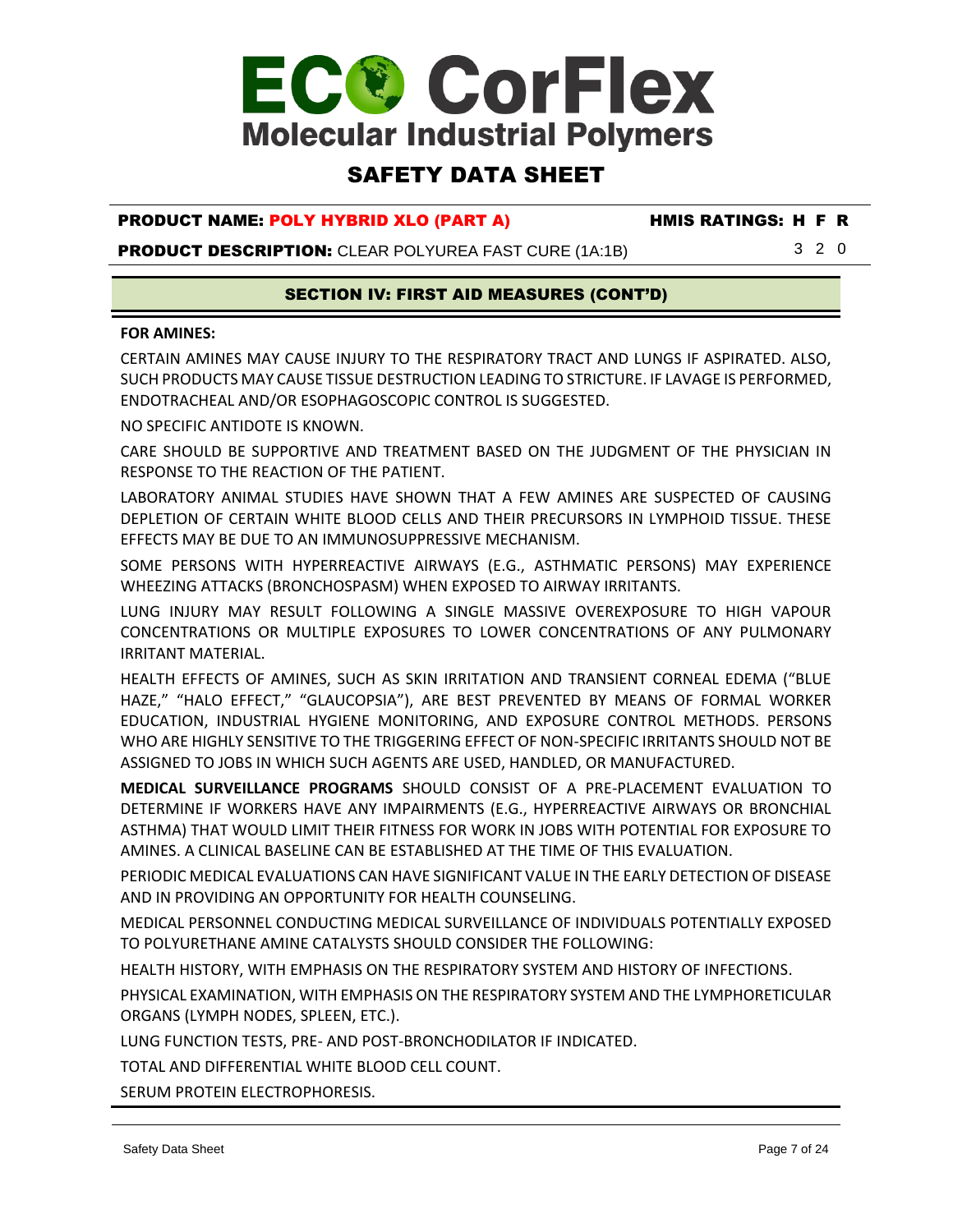# ECO CorFlex

**Molecular Industrial Polymers**

## SAFETY DATA SHEET

**PRODUCT NAME: POLY HYBRID XLO (PART A)** **HMIS RATINGS: H F R**

**PRODUCT DESCRIPTION:** CLEAR POLYUREA FAST CURE (1A:1B) 3 2 0

### SECTION IV: FIRST AID MEASURES (CONT'D)

**FOR AMINES:**

CERTAIN AMINES MAY CAUSE INJURY TO THE RESPIRATORY TRACT AND LUNGS IF ASPIRATED. ALSO, SUCH PRODUCTS MAY CAUSE TISSUE DESTRUCTION LEADING TO STRICTURE. IF LAVAGE IS PERFORMED, ENDOTRACHEAL AND/OR ESOPHAGOSCOPIC CONTROL IS SUGGESTED.

NO SPECIFIC ANTIDOTE IS KNOWN.

CARE SHOULD BE SUPPORTIVE AND TREATMENT BASED ON THE JUDGMENT OF THE PHYSICIAN IN RESPONSE TO THE REACTION OF THE PATIENT.

LABORATORY ANIMAL STUDIES HAVE SHOWN THAT A FEW AMINES ARE SUSPECTED OF CAUSING DEPLETION OF CERTAIN WHITE BLOOD CELLS AND THEIR PRECURSORS IN LYMPHOID TISSUE. THESE EFFECTS MAY BE DUE TO AN IMMUNOSUPPRESSIVE MECHANISM.

SOME PERSONS WITH HYPERREACTIVE AIRWAYS (E.G., ASTHMATIC PERSONS) MAY EXPERIENCE WHEEZING ATTACKS (BRONCHOSPASM) WHEN EXPOSED TO AIRWAY IRRITANTS.

LUNG INJURY MAY RESULT FOLLOWING A SINGLE MASSIVE OVEREXPOSURE TO HIGH VAPOUR CONCENTRATIONS OR MULTIPLE EXPOSURES TO LOWER CONCENTRATIONS OF ANY PULMONARY IRRITANT MATERIAL.

HEALTH EFFECTS OF AMINES, SUCH AS SKIN IRRITATION AND TRANSIENT CORNEAL EDEMA ("BLUE HAZE," "HALO EFFECT," "GLAUCOPSIA"), ARE BEST PREVENTED BY MEANS OF FORMAL WORKER EDUCATION, INDUSTRIAL HYGIENE MONITORING, AND EXPOSURE CONTROL METHODS. PERSONS WHO ARE HIGHLY SENSITIVE TO THE TRIGGERING EFFECT OF NON-SPECIFIC IRRITANTS SHOULD NOT BE ASSIGNED TO JOBS IN WHICH SUCH AGENTS ARE USED, HANDLED, OR MANUFACTURED.

**MEDICAL SURVEILLANCE PROGRAMS** SHOULD CONSIST OF A PRE-PLACEMENT EVALUATION TO DETERMINE IF WORKERS HAVE ANY IMPAIRMENTS (E.G., HYPERREACTIVE AIRWAYS OR BRONCHIAL ASTHMA) THAT WOULD LIMIT THEIR FITNESS FOR WORK IN JOBS WITH POTENTIAL FOR EXPOSURE TO AMINES. A CLINICAL BASELINE CAN BE ESTABLISHED AT THE TIME OF THIS EVALUATION.

PERIODIC MEDICAL EVALUATIONS CAN HAVE SIGNIFICANT VALUE IN THE EARLY DETECTION OF DISEASE AND IN PROVIDING AN OPPORTUNITY FOR HEALTH COUNSELING.

MEDICAL PERSONNEL CONDUCTING MEDICAL SURVEILLANCE OF INDIVIDUALS POTENTIALLY EXPOSED TO POLYURETHANE AMINE CATALYSTS SHOULD CONSIDER THE FOLLOWING:

HEALTH HISTORY, WITH EMPHASIS ON THE RESPIRATORY SYSTEM AND HISTORY OF INFECTIONS.

PHYSICAL EXAMINATION, WITH EMPHASIS ON THE RESPIRATORY SYSTEM AND THE LYMPHORETICULAR ORGANS (LYMPH NODES, SPLEEN, ETC.).

LUNG FUNCTION TESTS, PRE- AND POST-BRONCHODILATOR IF INDICATED.

TOTAL AND DIFFERENTIAL WHITE BLOOD CELL COUNT.

SERUM PROTEIN ELECTROPHORESIS.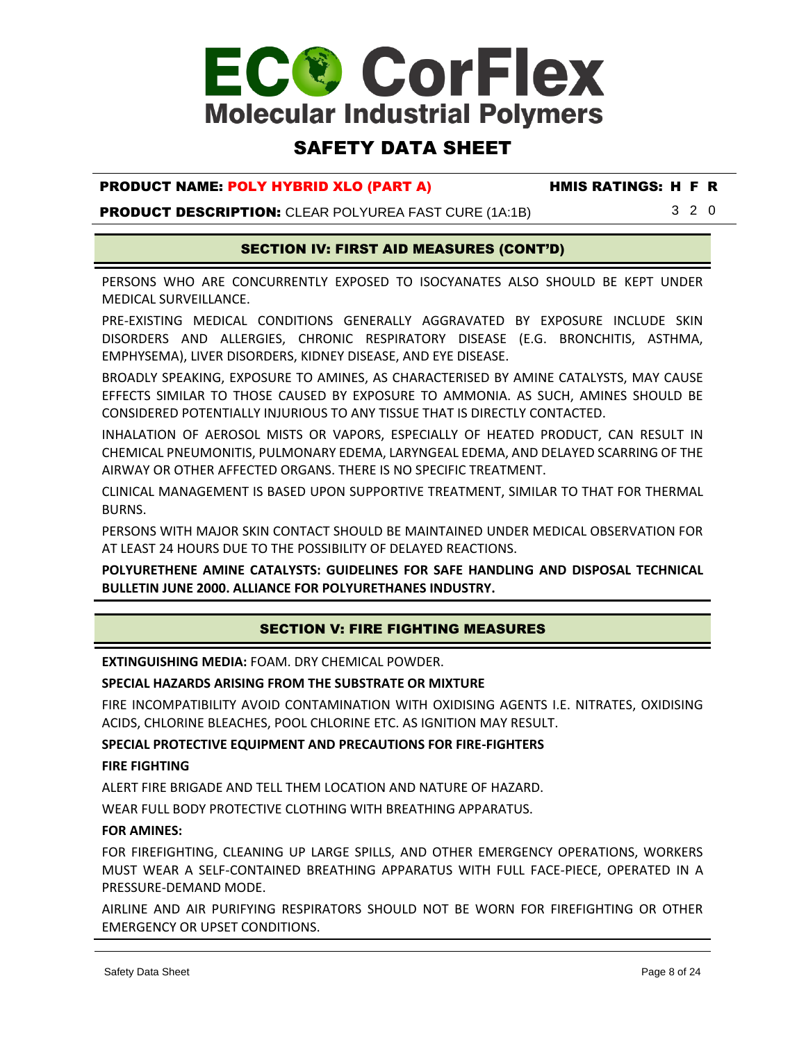# ECO CorFlex

## Molecular Industrial Polymers

# SAFETY DATA SHEET

**PRODUCT NAME:** **POLY HYBRID XLO (PART A)**

**HMIS RATINGS:**

| H | F | R |
|---|---|---|
| 3 | 2 | 0 |

**PRODUCT DESCRIPTION:** CLEAR POLYUREA FAST CURE (1A:1B)

## SECTION IV: FIRST AID MEASURES (CONT'D)

PERSONS WHO ARE CONCURRENTLY EXPOSED TO ISOCYANATES ALSO SHOULD BE KEPT UNDER MEDICAL SURVEILLANCE.

PRE-EXISTING MEDICAL CONDITIONS GENERALLY AGGRAVATED BY EXPOSURE INCLUDE SKIN DISORDERS AND ALLERGIES, CHRONIC RESPIRATORY DISEASE (E.G. BRONCHITIS, ASTHMA, EMPHYSEMA), LIVER DISORDERS, KIDNEY DISEASE, AND EYE DISEASE.

BROADLY SPEAKING, EXPOSURE TO AMINES, AS CHARACTERISED BY AMINE CATALYSTS, MAY CAUSE EFFECTS SIMILAR TO THOSE CAUSED BY EXPOSURE TO AMMONIA. AS SUCH, AMINES SHOULD BE CONSIDERED POTENTIALLY INJURIOUS TO ANY TISSUE THAT IS DIRECTLY CONTACTED.

INHALATION OF AEROSOL MISTS OR VAPORS, ESPECIALLY OF HEATED PRODUCT, CAN RESULT IN CHEMICAL PNEUMONITIS, PULMONARY EDEMA, LARYNGEAL EDEMA, AND DELAYED SCARRING OF THE AIRWAY OR OTHER AFFECTED ORGANS. THERE IS NO SPECIFIC TREATMENT.

CLINICAL MANAGEMENT IS BASED UPON SUPPORTIVE TREATMENT, SIMILAR TO THAT FOR THERMAL BURNS.

PERSONS WITH MAJOR SKIN CONTACT SHOULD BE MAINTAINED UNDER MEDICAL OBSERVATION FOR AT LEAST 24 HOURS DUE TO THE POSSIBILITY OF DELAYED REACTIONS.

**POLYURETHENE AMINE CATALYSTS: GUIDELINES FOR SAFE HANDLING AND DISPOSAL TECHNICAL BULLETIN JUNE 2000. ALLIANCE FOR POLYURETHANES INDUSTRY.**

## SECTION V: FIRE FIGHTING MEASURES

**EXTINGUISHING MEDIA:** FOAM. DRY CHEMICAL POWDER.

**SPECIAL HAZARDS ARISING FROM THE SUBSTRATE OR MIXTURE**

FIRE INCOMPATIBILITY AVOID CONTAMINATION WITH OXIDISING AGENTS I.E. NITRATES, OXIDISING ACIDS, CHLORINE BLEACHES, POOL CHLORINE ETC. AS IGNITION MAY RESULT.

**SPECIAL PROTECTIVE EQUIPMENT AND PRECAUTIONS FOR FIRE-FIGHTERS**

**FIRE FIGHTING**

ALERT FIRE BRIGADE AND TELL THEM LOCATION AND NATURE OF HAZARD.

WEAR FULL BODY PROTECTIVE CLOTHING WITH BREATHING APPARATUS.

**FOR AMINES:**

FOR FIREFIGHTING, CLEANING UP LARGE SPILLS, AND OTHER EMERGENCY OPERATIONS, WORKERS MUST WEAR A SELF-CONTAINED BREATHING APPARATUS WITH FULL FACE-PIECE, OPERATED IN A PRESSURE-DEMAND MODE.

AIRLINE AND AIR PURIFYING RESPIRATORS SHOULD NOT BE WORN FOR FIREFIGHTING OR OTHER EMERGENCY OR UPSET CONDITIONS.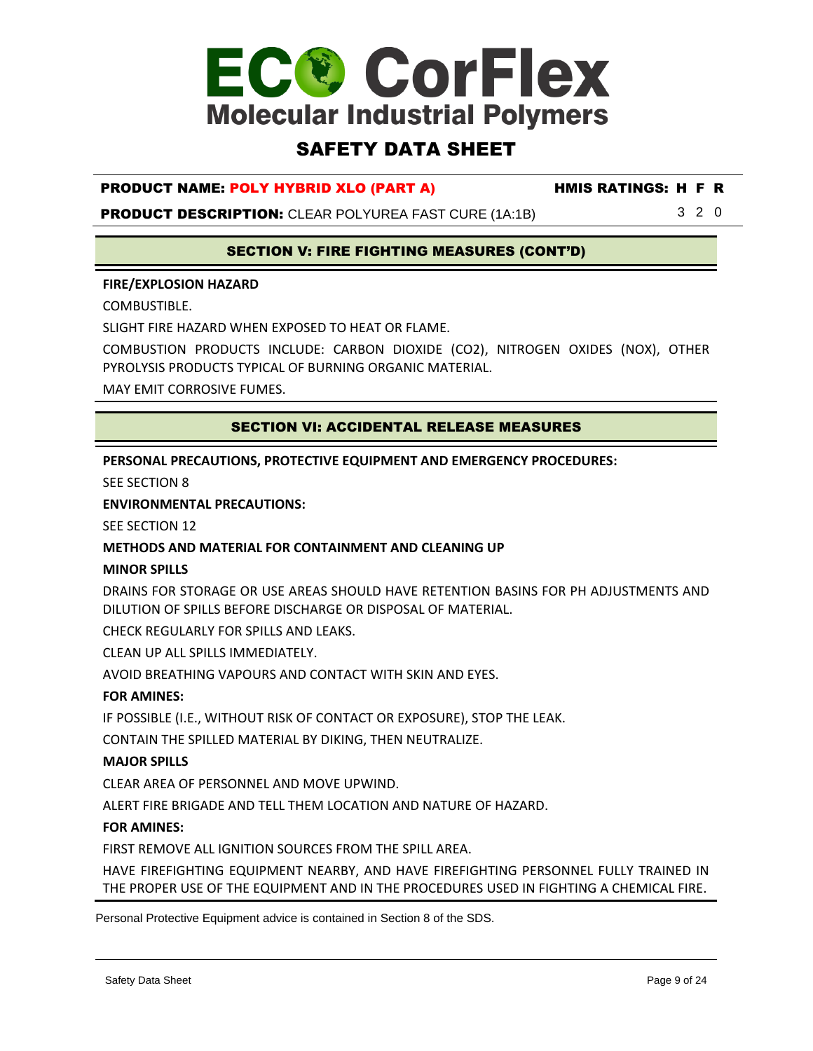# ECO CorFlex
## Molecular Industrial Polymers

# SAFETY DATA SHEET

**PRODUCT NAME: POLY HYBRID XLO (PART A)** **HMIS RATINGS: H F R**

**PRODUCT DESCRIPTION:** CLEAR POLYUREA FAST CURE (1A:1B) 3 2 0

## SECTION V: FIRE FIGHTING MEASURES (CONT'D)

**FIRE/EXPLOSION HAZARD**

COMBUSTIBLE.

SLIGHT FIRE HAZARD WHEN EXPOSED TO HEAT OR FLAME.

COMBUSTION PRODUCTS INCLUDE: CARBON DIOXIDE (CO2), NITROGEN OXIDES (NOX), OTHER PYROLYSIS PRODUCTS TYPICAL OF BURNING ORGANIC MATERIAL.

MAY EMIT CORROSIVE FUMES.

## SECTION VI: ACCIDENTAL RELEASE MEASURES

**PERSONAL PRECAUTIONS, PROTECTIVE EQUIPMENT AND EMERGENCY PROCEDURES:**

SEE SECTION 8

**ENVIRONMENTAL PRECAUTIONS:**

SEE SECTION 12

**METHODS AND MATERIAL FOR CONTAINMENT AND CLEANING UP**

**MINOR SPILLS**

DRAINS FOR STORAGE OR USE AREAS SHOULD HAVE RETENTION BASINS FOR PH ADJUSTMENTS AND DILUTION OF SPILLS BEFORE DISCHARGE OR DISPOSAL OF MATERIAL.

CHECK REGULARLY FOR SPILLS AND LEAKS.

CLEAN UP ALL SPILLS IMMEDIATELY.

AVOID BREATHING VAPOURS AND CONTACT WITH SKIN AND EYES.

**FOR AMINES:**

IF POSSIBLE (I.E., WITHOUT RISK OF CONTACT OR EXPOSURE), STOP THE LEAK.

CONTAIN THE SPILLED MATERIAL BY DIKING, THEN NEUTRALIZE.

**MAJOR SPILLS**

CLEAR AREA OF PERSONNEL AND MOVE UPWIND.

ALERT FIRE BRIGADE AND TELL THEM LOCATION AND NATURE OF HAZARD.

**FOR AMINES:**

FIRST REMOVE ALL IGNITION SOURCES FROM THE SPILL AREA.

HAVE FIREFIGHTING EQUIPMENT NEARBY, AND HAVE FIREFIGHTING PERSONNEL FULLY TRAINED IN THE PROPER USE OF THE EQUIPMENT AND IN THE PROCEDURES USED IN FIGHTING A CHEMICAL FIRE.

Personal Protective Equipment advice is contained in Section 8 of the SDS.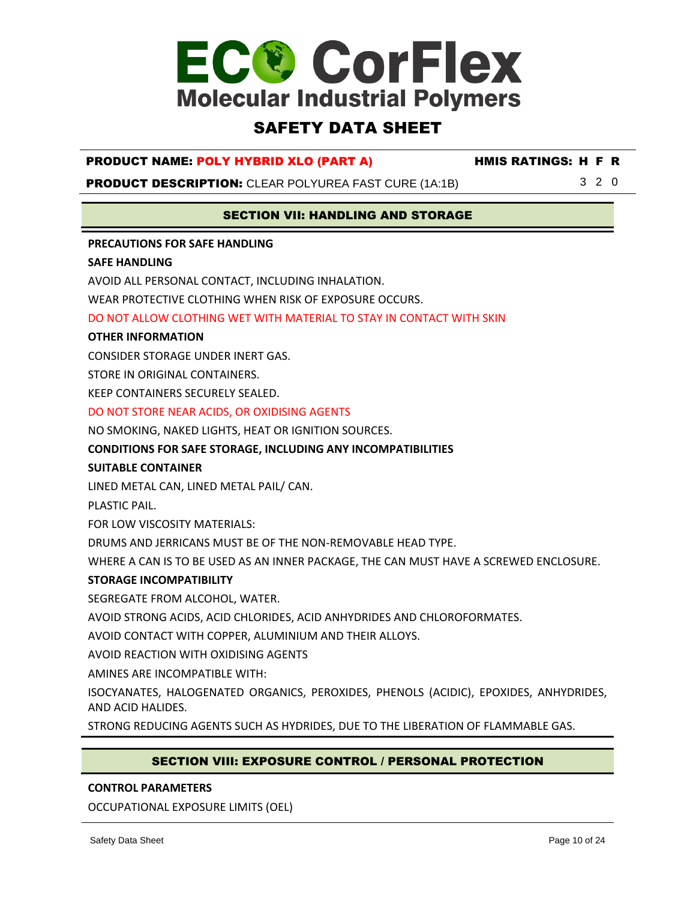# ECO CorFlex

**Molecular Industrial Polymers**

## SAFETY DATA SHEET

**PRODUCT NAME:** **POLY HYBRID XLO (PART A)**

**HMIS RATINGS:**

| H | F | R |
|---|---|---|
| 3 | 2 | 0 |

**PRODUCT DESCRIPTION:** CLEAR POLYUREA FAST CURE (1A:1B)

## SECTION VII: HANDLING AND STORAGE

**PRECAUTIONS FOR SAFE HANDLING**

**SAFE HANDLING**

AVOID ALL PERSONAL CONTACT, INCLUDING INHALATION.

WEAR PROTECTIVE CLOTHING WHEN RISK OF EXPOSURE OCCURS.

DO NOT ALLOW CLOTHING WET WITH MATERIAL TO STAY IN CONTACT WITH SKIN

**OTHER INFORMATION**

CONSIDER STORAGE UNDER INERT GAS.

STORE IN ORIGINAL CONTAINERS.

KEEP CONTAINERS SECURELY SEALED.

DO NOT STORE NEAR ACIDS, OR OXIDISING AGENTS

NO SMOKING, NAKED LIGHTS, HEAT OR IGNITION SOURCES.

**CONDITIONS FOR SAFE STORAGE, INCLUDING ANY INCOMPATIBILITIES**

**SUITABLE CONTAINER**

LINED METAL CAN, LINED METAL PAIL/ CAN.

PLASTIC PAIL.

FOR LOW VISCOSITY MATERIALS:

DRUMS AND JERRICANS MUST BE OF THE NON-REMOVABLE HEAD TYPE.

WHERE A CAN IS TO BE USED AS AN INNER PACKAGE, THE CAN MUST HAVE A SCREWED ENCLOSURE.

**STORAGE INCOMPATIBILITY**

SEGREGATE FROM ALCOHOL, WATER.

AVOID STRONG ACIDS, ACID CHLORIDES, ACID ANHYDRIDES AND CHLOROFORMATES.

AVOID CONTACT WITH COPPER, ALUMINIUM AND THEIR ALLOYS.

AVOID REACTION WITH OXIDISING AGENTS

AMINES ARE INCOMPATIBLE WITH:

ISOCYANATES, HALOGENATED ORGANICS, PEROXIDES, PHENOLS (ACIDIC), EPOXIDES, ANHYDRIDES, AND ACID HALIDES.

STRONG REDUCING AGENTS SUCH AS HYDRIDES, DUE TO THE LIBERATION OF FLAMMABLE GAS.

## SECTION VIII: EXPOSURE CONTROL / PERSONAL PROTECTION

**CONTROL PARAMETERS**

OCCUPATIONAL EXPOSURE LIMITS (OEL)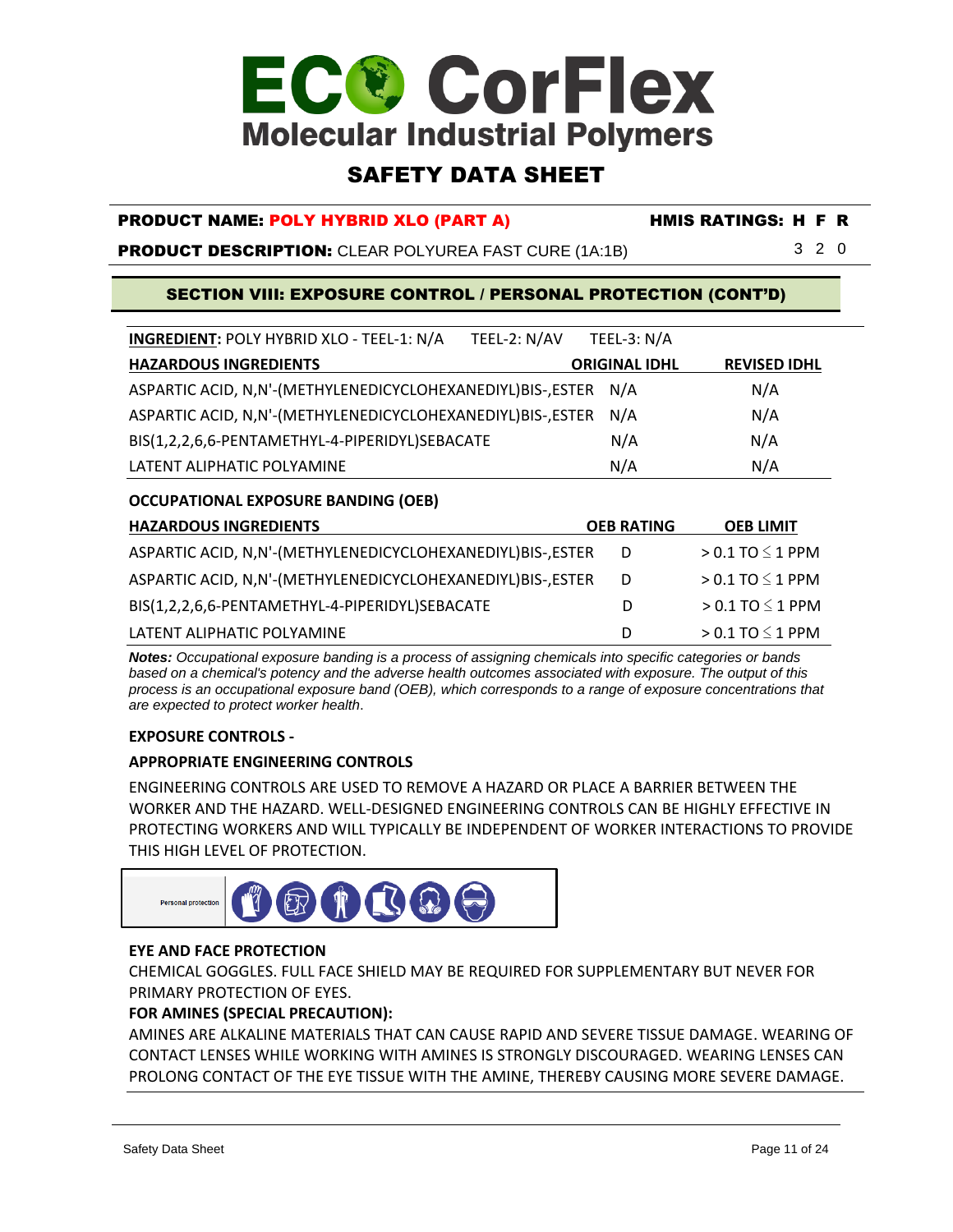# ECO CorFlex

## Molecular Industrial Polymers

# SAFETY DATA SHEET

**PRODUCT NAME:** **POLY HYBRID XLO (PART A)** — **HMIS RATINGS: H F R** 3 2 0

**PRODUCT DESCRIPTION:** CLEAR POLYUREA FAST CURE (1A:1B)

## SECTION VIII: EXPOSURE CONTROL / PERSONAL PROTECTION (CONT'D)

**INGREDIENT:** POLY HYBRID XLO - TEEL-1: N/A TEEL-2: N/AV TEEL-3: N/A

| HAZARDOUS INGREDIENTS | ORIGINAL IDHL | REVISED IDHL |
|---|---|---|
| ASPARTIC ACID, N,N'-(METHYLENEDICYCLOHEXANEDIYL)BIS-,ESTER | N/A | N/A |
| ASPARTIC ACID, N,N'-(METHYLENEDICYCLOHEXANEDIYL)BIS-,ESTER | N/A | N/A |
| BIS(1,2,2,6,6-PENTAMETHYL-4-PIPERIDYL)SEBACATE | N/A | N/A |
| LATENT ALIPHATIC POLYAMINE | N/A | N/A |

**OCCUPATIONAL EXPOSURE BANDING (OEB)**

| HAZARDOUS INGREDIENTS | OEB RATING | OEB LIMIT |
|---|---|---|
| ASPARTIC ACID, N,N'-(METHYLENEDICYCLOHEXANEDIYL)BIS-,ESTER | D | > 0.1 TO ≤ 1 PPM |
| ASPARTIC ACID, N,N'-(METHYLENEDICYCLOHEXANEDIYL)BIS-,ESTER | D | > 0.1 TO ≤ 1 PPM |
| BIS(1,2,2,6,6-PENTAMETHYL-4-PIPERIDYL)SEBACATE | D | > 0.1 TO ≤ 1 PPM |
| LATENT ALIPHATIC POLYAMINE | D | > 0.1 TO ≤ 1 PPM |

***Notes:*** *Occupational exposure banding is a process of assigning chemicals into specific categories or bands based on a chemical's potency and the adverse health outcomes associated with exposure. The output of this process is an occupational exposure band (OEB), which corresponds to a range of exposure concentrations that are expected to protect worker health.*

**EXPOSURE CONTROLS -**

**APPROPRIATE ENGINEERING CONTROLS**

ENGINEERING CONTROLS ARE USED TO REMOVE A HAZARD OR PLACE A BARRIER BETWEEN THE WORKER AND THE HAZARD. WELL-DESIGNED ENGINEERING CONTROLS CAN BE HIGHLY EFFECTIVE IN PROTECTING WORKERS AND WILL TYPICALLY BE INDEPENDENT OF WORKER INTERACTIONS TO PROVIDE THIS HIGH LEVEL OF PROTECTION.

Personal protection

**EYE AND FACE PROTECTION**

CHEMICAL GOGGLES. FULL FACE SHIELD MAY BE REQUIRED FOR SUPPLEMENTARY BUT NEVER FOR PRIMARY PROTECTION OF EYES.

**FOR AMINES (SPECIAL PRECAUTION):**

AMINES ARE ALKALINE MATERIALS THAT CAN CAUSE RAPID AND SEVERE TISSUE DAMAGE. WEARING OF CONTACT LENSES WHILE WORKING WITH AMINES IS STRONGLY DISCOURAGED. WEARING LENSES CAN PROLONG CONTACT OF THE EYE TISSUE WITH THE AMINE, THEREBY CAUSING MORE SEVERE DAMAGE.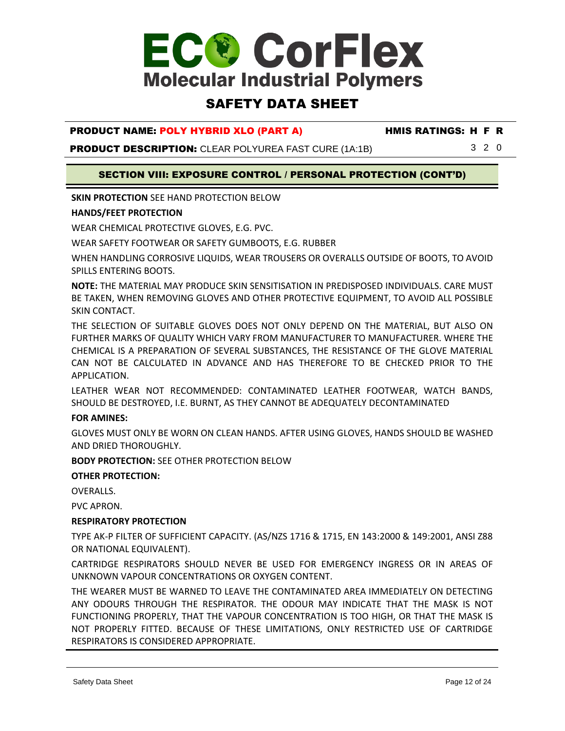# ECO CorFlex

## Molecular Industrial Polymers

## SAFETY DATA SHEET

**PRODUCT NAME:** **POLY HYBRID XLO (PART A)** **HMIS RATINGS: H F R**

**PRODUCT DESCRIPTION:** CLEAR POLYUREA FAST CURE (1A:1B) 3 2 0

### SECTION VIII: EXPOSURE CONTROL / PERSONAL PROTECTION (CONT'D)

**SKIN PROTECTION** SEE HAND PROTECTION BELOW

**HANDS/FEET PROTECTION**

WEAR CHEMICAL PROTECTIVE GLOVES, E.G. PVC.

WEAR SAFETY FOOTWEAR OR SAFETY GUMBOOTS, E.G. RUBBER

WHEN HANDLING CORROSIVE LIQUIDS, WEAR TROUSERS OR OVERALLS OUTSIDE OF BOOTS, TO AVOID SPILLS ENTERING BOOTS.

**NOTE:** THE MATERIAL MAY PRODUCE SKIN SENSITISATION IN PREDISPOSED INDIVIDUALS. CARE MUST BE TAKEN, WHEN REMOVING GLOVES AND OTHER PROTECTIVE EQUIPMENT, TO AVOID ALL POSSIBLE SKIN CONTACT.

THE SELECTION OF SUITABLE GLOVES DOES NOT ONLY DEPEND ON THE MATERIAL, BUT ALSO ON FURTHER MARKS OF QUALITY WHICH VARY FROM MANUFACTURER TO MANUFACTURER. WHERE THE CHEMICAL IS A PREPARATION OF SEVERAL SUBSTANCES, THE RESISTANCE OF THE GLOVE MATERIAL CAN NOT BE CALCULATED IN ADVANCE AND HAS THEREFORE TO BE CHECKED PRIOR TO THE APPLICATION.

LEATHER WEAR NOT RECOMMENDED: CONTAMINATED LEATHER FOOTWEAR, WATCH BANDS, SHOULD BE DESTROYED, I.E. BURNT, AS THEY CANNOT BE ADEQUATELY DECONTAMINATED

**FOR AMINES:**

GLOVES MUST ONLY BE WORN ON CLEAN HANDS. AFTER USING GLOVES, HANDS SHOULD BE WASHED AND DRIED THOROUGHLY.

**BODY PROTECTION:** SEE OTHER PROTECTION BELOW

**OTHER PROTECTION:**

OVERALLS.

PVC APRON.

**RESPIRATORY PROTECTION**

TYPE AK-P FILTER OF SUFFICIENT CAPACITY. (AS/NZS 1716 & 1715, EN 143:2000 & 149:2001, ANSI Z88 OR NATIONAL EQUIVALENT).

CARTRIDGE RESPIRATORS SHOULD NEVER BE USED FOR EMERGENCY INGRESS OR IN AREAS OF UNKNOWN VAPOUR CONCENTRATIONS OR OXYGEN CONTENT.

THE WEARER MUST BE WARNED TO LEAVE THE CONTAMINATED AREA IMMEDIATELY ON DETECTING ANY ODOURS THROUGH THE RESPIRATOR. THE ODOUR MAY INDICATE THAT THE MASK IS NOT FUNCTIONING PROPERLY, THAT THE VAPOUR CONCENTRATION IS TOO HIGH, OR THAT THE MASK IS NOT PROPERLY FITTED. BECAUSE OF THESE LIMITATIONS, ONLY RESTRICTED USE OF CARTRIDGE RESPIRATORS IS CONSIDERED APPROPRIATE.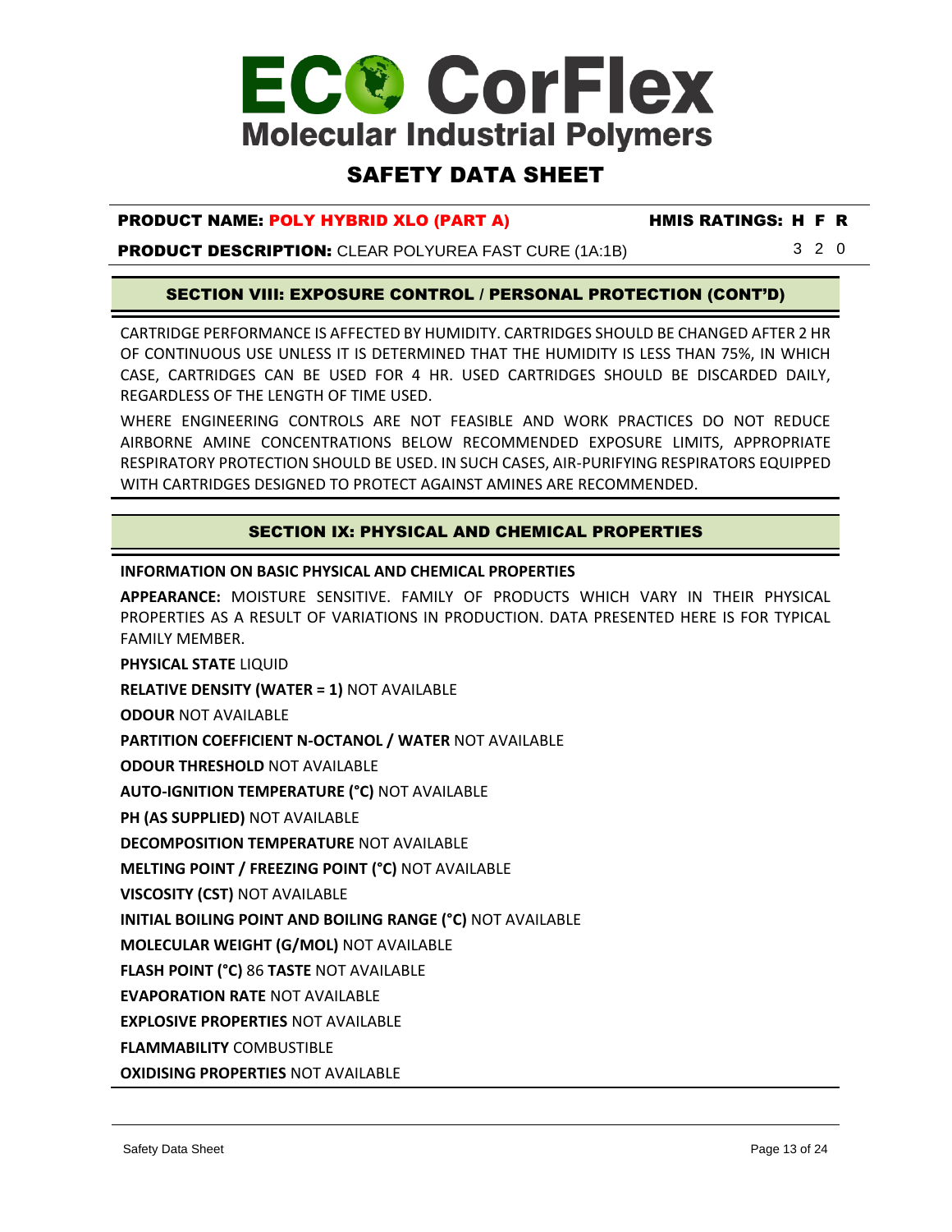# ECO CorFlex

**Molecular Industrial Polymers**

## SAFETY DATA SHEET

**PRODUCT NAME:** POLY HYBRID XLO (PART A) **HMIS RATINGS: H F R**

**PRODUCT DESCRIPTION:** CLEAR POLYUREA FAST CURE (1A:1B) 3 2 0

### SECTION VIII: EXPOSURE CONTROL / PERSONAL PROTECTION (CONT'D)

CARTRIDGE PERFORMANCE IS AFFECTED BY HUMIDITY. CARTRIDGES SHOULD BE CHANGED AFTER 2 HR OF CONTINUOUS USE UNLESS IT IS DETERMINED THAT THE HUMIDITY IS LESS THAN 75%, IN WHICH CASE, CARTRIDGES CAN BE USED FOR 4 HR. USED CARTRIDGES SHOULD BE DISCARDED DAILY, REGARDLESS OF THE LENGTH OF TIME USED.

WHERE ENGINEERING CONTROLS ARE NOT FEASIBLE AND WORK PRACTICES DO NOT REDUCE AIRBORNE AMINE CONCENTRATIONS BELOW RECOMMENDED EXPOSURE LIMITS, APPROPRIATE RESPIRATORY PROTECTION SHOULD BE USED. IN SUCH CASES, AIR-PURIFYING RESPIRATORS EQUIPPED WITH CARTRIDGES DESIGNED TO PROTECT AGAINST AMINES ARE RECOMMENDED.

### SECTION IX: PHYSICAL AND CHEMICAL PROPERTIES

**INFORMATION ON BASIC PHYSICAL AND CHEMICAL PROPERTIES**

**APPEARANCE:** MOISTURE SENSITIVE. FAMILY OF PRODUCTS WHICH VARY IN THEIR PHYSICAL PROPERTIES AS A RESULT OF VARIATIONS IN PRODUCTION. DATA PRESENTED HERE IS FOR TYPICAL FAMILY MEMBER.

**PHYSICAL STATE** LIQUID

**RELATIVE DENSITY (WATER = 1)** NOT AVAILABLE

**ODOUR** NOT AVAILABLE

**PARTITION COEFFICIENT N-OCTANOL / WATER** NOT AVAILABLE

**ODOUR THRESHOLD** NOT AVAILABLE

**AUTO-IGNITION TEMPERATURE (°C)** NOT AVAILABLE

**PH (AS SUPPLIED)** NOT AVAILABLE

**DECOMPOSITION TEMPERATURE** NOT AVAILABLE

**MELTING POINT / FREEZING POINT (°C)** NOT AVAILABLE

**VISCOSITY (CST)** NOT AVAILABLE

**INITIAL BOILING POINT AND BOILING RANGE (°C)** NOT AVAILABLE

**MOLECULAR WEIGHT (G/MOL)** NOT AVAILABLE

**FLASH POINT (°C)** 86 **TASTE** NOT AVAILABLE

**EVAPORATION RATE** NOT AVAILABLE

**EXPLOSIVE PROPERTIES** NOT AVAILABLE

**FLAMMABILITY** COMBUSTIBLE

**OXIDISING PROPERTIES** NOT AVAILABLE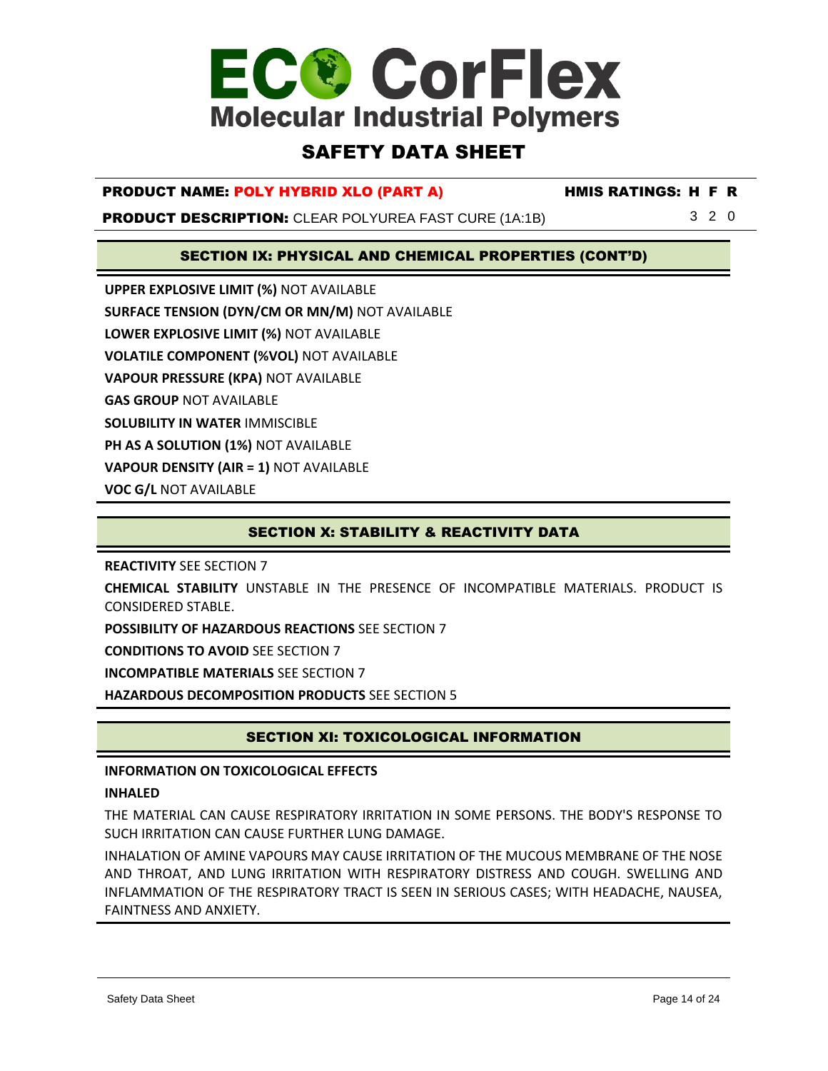# ECO CorFlex

**Molecular Industrial Polymers**

## SAFETY DATA SHEET

**PRODUCT NAME:** POLY HYBRID XLO (PART A) **HMIS RATINGS: H F R**

**PRODUCT DESCRIPTION:** CLEAR POLYUREA FAST CURE (1A:1B) 3 2 0

### SECTION IX: PHYSICAL AND CHEMICAL PROPERTIES (CONT'D)

**UPPER EXPLOSIVE LIMIT (%)** NOT AVAILABLE

**SURFACE TENSION (DYN/CM OR MN/M)** NOT AVAILABLE

**LOWER EXPLOSIVE LIMIT (%)** NOT AVAILABLE

**VOLATILE COMPONENT (%VOL)** NOT AVAILABLE

**VAPOUR PRESSURE (KPA)** NOT AVAILABLE

**GAS GROUP** NOT AVAILABLE

**SOLUBILITY IN WATER** IMMISCIBLE

**PH AS A SOLUTION (1%)** NOT AVAILABLE

**VAPOUR DENSITY (AIR = 1)** NOT AVAILABLE

**VOC G/L** NOT AVAILABLE

### SECTION X: STABILITY & REACTIVITY DATA

**REACTIVITY** SEE SECTION 7

**CHEMICAL STABILITY** UNSTABLE IN THE PRESENCE OF INCOMPATIBLE MATERIALS. PRODUCT IS CONSIDERED STABLE.

**POSSIBILITY OF HAZARDOUS REACTIONS** SEE SECTION 7

**CONDITIONS TO AVOID** SEE SECTION 7

**INCOMPATIBLE MATERIALS** SEE SECTION 7

**HAZARDOUS DECOMPOSITION PRODUCTS** SEE SECTION 5

### SECTION XI: TOXICOLOGICAL INFORMATION

**INFORMATION ON TOXICOLOGICAL EFFECTS**

**INHALED**

THE MATERIAL CAN CAUSE RESPIRATORY IRRITATION IN SOME PERSONS. THE BODY'S RESPONSE TO SUCH IRRITATION CAN CAUSE FURTHER LUNG DAMAGE.

INHALATION OF AMINE VAPOURS MAY CAUSE IRRITATION OF THE MUCOUS MEMBRANE OF THE NOSE AND THROAT, AND LUNG IRRITATION WITH RESPIRATORY DISTRESS AND COUGH. SWELLING AND INFLAMMATION OF THE RESPIRATORY TRACT IS SEEN IN SERIOUS CASES; WITH HEADACHE, NAUSEA, FAINTNESS AND ANXIETY.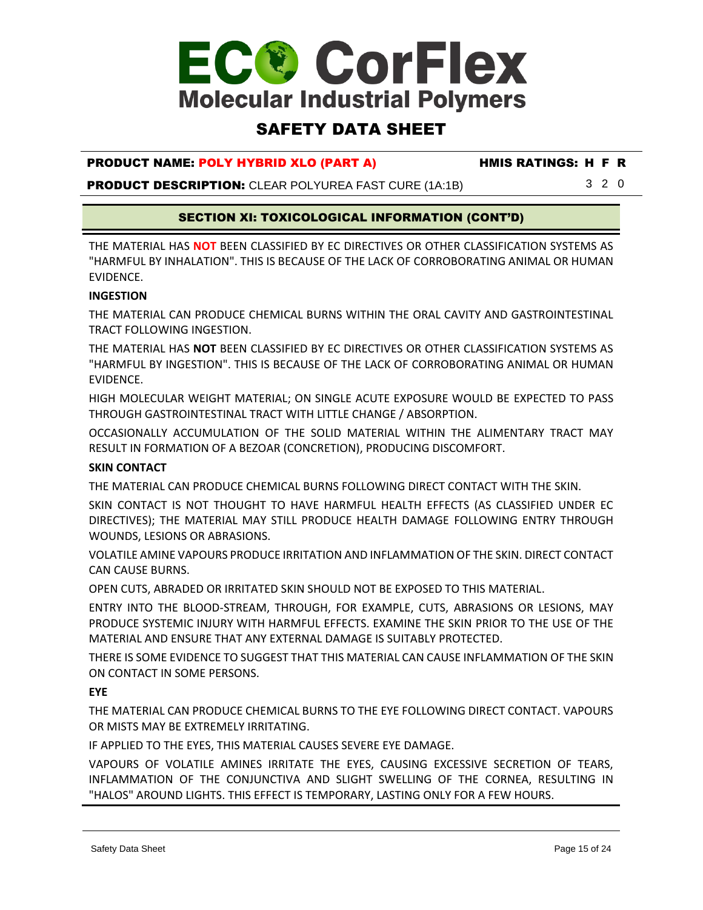# SAFETY DATA SHEET

**PRODUCT NAME: POLY HYBRID XLO (PART A)** **HMIS RATINGS: H F R**

**PRODUCT DESCRIPTION:** CLEAR POLYUREA FAST CURE (1A:1B) 3 2 0

## SECTION XI: TOXICOLOGICAL INFORMATION (CONT'D)

THE MATERIAL HAS **NOT** BEEN CLASSIFIED BY EC DIRECTIVES OR OTHER CLASSIFICATION SYSTEMS AS "HARMFUL BY INHALATION". THIS IS BECAUSE OF THE LACK OF CORROBORATING ANIMAL OR HUMAN EVIDENCE.

**INGESTION**

THE MATERIAL CAN PRODUCE CHEMICAL BURNS WITHIN THE ORAL CAVITY AND GASTROINTESTINAL TRACT FOLLOWING INGESTION.

THE MATERIAL HAS **NOT** BEEN CLASSIFIED BY EC DIRECTIVES OR OTHER CLASSIFICATION SYSTEMS AS "HARMFUL BY INGESTION". THIS IS BECAUSE OF THE LACK OF CORROBORATING ANIMAL OR HUMAN EVIDENCE.

HIGH MOLECULAR WEIGHT MATERIAL; ON SINGLE ACUTE EXPOSURE WOULD BE EXPECTED TO PASS THROUGH GASTROINTESTINAL TRACT WITH LITTLE CHANGE / ABSORPTION.

OCCASIONALLY ACCUMULATION OF THE SOLID MATERIAL WITHIN THE ALIMENTARY TRACT MAY RESULT IN FORMATION OF A BEZOAR (CONCRETION), PRODUCING DISCOMFORT.

**SKIN CONTACT**

THE MATERIAL CAN PRODUCE CHEMICAL BURNS FOLLOWING DIRECT CONTACT WITH THE SKIN.

SKIN CONTACT IS NOT THOUGHT TO HAVE HARMFUL HEALTH EFFECTS (AS CLASSIFIED UNDER EC DIRECTIVES); THE MATERIAL MAY STILL PRODUCE HEALTH DAMAGE FOLLOWING ENTRY THROUGH WOUNDS, LESIONS OR ABRASIONS.

VOLATILE AMINE VAPOURS PRODUCE IRRITATION AND INFLAMMATION OF THE SKIN. DIRECT CONTACT CAN CAUSE BURNS.

OPEN CUTS, ABRADED OR IRRITATED SKIN SHOULD NOT BE EXPOSED TO THIS MATERIAL.

ENTRY INTO THE BLOOD-STREAM, THROUGH, FOR EXAMPLE, CUTS, ABRASIONS OR LESIONS, MAY PRODUCE SYSTEMIC INJURY WITH HARMFUL EFFECTS. EXAMINE THE SKIN PRIOR TO THE USE OF THE MATERIAL AND ENSURE THAT ANY EXTERNAL DAMAGE IS SUITABLY PROTECTED.

THERE IS SOME EVIDENCE TO SUGGEST THAT THIS MATERIAL CAN CAUSE INFLAMMATION OF THE SKIN ON CONTACT IN SOME PERSONS.

**EYE**

THE MATERIAL CAN PRODUCE CHEMICAL BURNS TO THE EYE FOLLOWING DIRECT CONTACT. VAPOURS OR MISTS MAY BE EXTREMELY IRRITATING.

IF APPLIED TO THE EYES, THIS MATERIAL CAUSES SEVERE EYE DAMAGE.

VAPOURS OF VOLATILE AMINES IRRITATE THE EYES, CAUSING EXCESSIVE SECRETION OF TEARS, INFLAMMATION OF THE CONJUNCTIVA AND SLIGHT SWELLING OF THE CORNEA, RESULTING IN "HALOS" AROUND LIGHTS. THIS EFFECT IS TEMPORARY, LASTING ONLY FOR A FEW HOURS.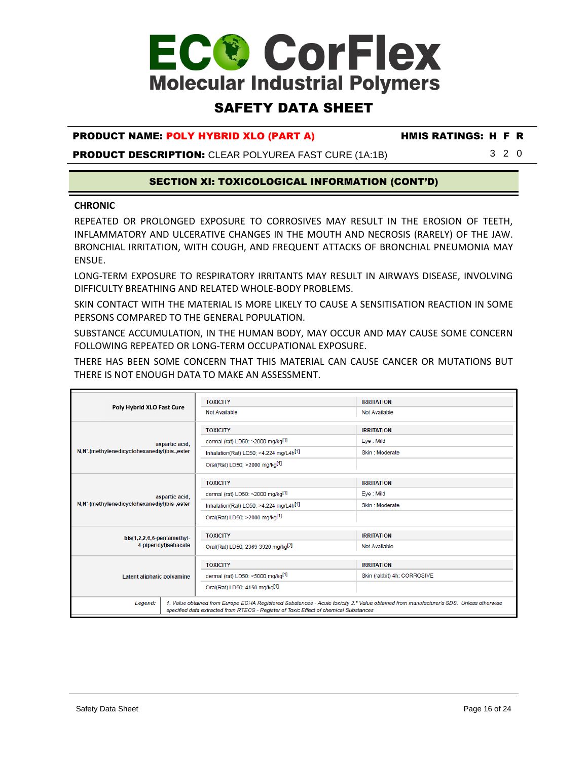# ECO CorFlex

## Molecular Industrial Polymers

## SAFETY DATA SHEET

**PRODUCT NAME: POLY HYBRID XLO (PART A)** **HMIS RATINGS: H F R**

**PRODUCT DESCRIPTION:** CLEAR POLYUREA FAST CURE (1A:1B) 3 2 0

### SECTION XI: TOXICOLOGICAL INFORMATION (CONT'D)

**CHRONIC**

REPEATED OR PROLONGED EXPOSURE TO CORROSIVES MAY RESULT IN THE EROSION OF TEETH, INFLAMMATORY AND ULCERATIVE CHANGES IN THE MOUTH AND NECROSIS (RARELY) OF THE JAW. BRONCHIAL IRRITATION, WITH COUGH, AND FREQUENT ATTACKS OF BRONCHIAL PNEUMONIA MAY ENSUE.

LONG-TERM EXPOSURE TO RESPIRATORY IRRITANTS MAY RESULT IN AIRWAYS DISEASE, INVOLVING DIFFICULTY BREATHING AND RELATED WHOLE-BODY PROBLEMS.

SKIN CONTACT WITH THE MATERIAL IS MORE LIKELY TO CAUSE A SENSITISATION REACTION IN SOME PERSONS COMPARED TO THE GENERAL POPULATION.

SUBSTANCE ACCUMULATION, IN THE HUMAN BODY, MAY OCCUR AND MAY CAUSE SOME CONCERN FOLLOWING REPEATED OR LONG-TERM OCCUPATIONAL EXPOSURE.

THERE HAS BEEN SOME CONCERN THAT THIS MATERIAL CAN CAUSE CANCER OR MUTATIONS BUT THERE IS NOT ENOUGH DATA TO MAKE AN ASSESSMENT.

| | | |
|---|---|---|
| **Poly Hybrid XLO Fast Cure** | **TOXICITY** | **IRRITATION** |
| | Not Available | Not Available |
| aspartic acid, N,N'-(methylenedicyclohexanediyl)bis-,ester | **TOXICITY** | **IRRITATION** |
| | dermal (rat) LD50: >2000 mg/kg[1] | Eye : Mild |
| | Inhalation(Rat) LC50; >4.224 mg/L4h[1] | Skin : Moderate |
| | Oral(Rat) LD50; >2000 mg/kg[1] | |
| aspartic acid, N,N'-(methylenedicyclohexanediyl)bis-,ester | **TOXICITY** | **IRRITATION** |
| | dermal (rat) LD50: >2000 mg/kg[1] | Eye : Mild |
| | Inhalation(Rat) LC50; >4.224 mg/L4h[1] | Skin : Moderate |
| | Oral(Rat) LD50; >2000 mg/kg[1] | |
| bis(1,2,2,6,6-pentamethyl-4-piperidyl)sebacate | **TOXICITY** | **IRRITATION** |
| | Oral(Rat) LD50; 2369-3920 mg/kg[2] | Not Available |
| Latent aliphatic polyamine | **TOXICITY** | **IRRITATION** |
| | dermal (rat) LD50: >5000 mg/kg[1] | Skin (rabbit) 4h: CORROSIVE |
| | Oral(Rat) LD50; 4150 mg/kg[1] | |
| *Legend:* | *1. Value obtained from Europe ECHA Registered Substances - Acute toxicity 2.\* Value obtained from manufacturer's SDS. Unless otherwise specified data extracted from RTECS - Register of Toxic Effect of chemical Substances* | |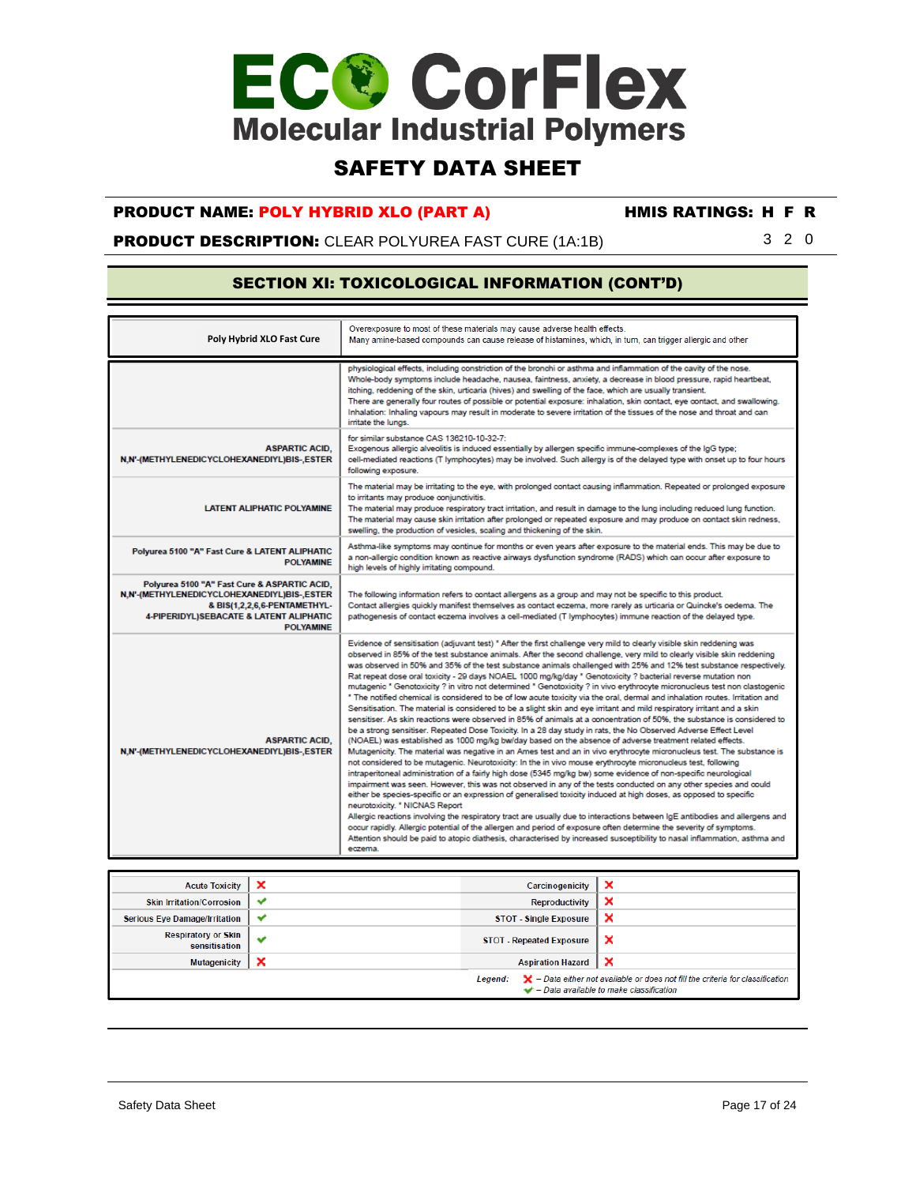# ECO CorFlex
## Molecular Industrial Polymers

# SAFETY DATA SHEET

**PRODUCT NAME: POLY HYBRID XLO (PART A)** **HMIS RATINGS: H F R**

**PRODUCT DESCRIPTION:** CLEAR POLYUREA FAST CURE (1A:1B) 3 2 0

## SECTION XI: TOXICOLOGICAL INFORMATION (CONT'D)

| | |
|---|---|
| **Poly Hybrid XLO Fast Cure** | Overexposure to most of these materials may cause adverse health effects. Many amine-based compounds can cause release of histamines, which, in turn, can trigger allergic and other |
| | physiological effects, including constriction of the bronchi or asthma and inflammation of the cavity of the nose. Whole-body symptoms include headache, nausea, faintness, anxiety, a decrease in blood pressure, rapid heartbeat, itching, reddening of the skin, urticaria (hives) and swelling of the face, which are usually transient. There are generally four routes of possible or potential exposure: inhalation, skin contact, eye contact, and swallowing. Inhalation: Inhaling vapours may result in moderate to severe irritation of the tissues of the nose and throat and can irritate the lungs. |
| **ASPARTIC ACID, N,N'-(METHYLENEDICYCLOHEXANEDIYL)BIS-,ESTER** | for similar substance CAS 136210-10-32-7: Exogenous allergic alveolitis is induced essentially by allergen specific immune-complexes of the IgG type; cell-mediated reactions (T lymphocytes) may be involved. Such allergy is of the delayed type with onset up to four hours following exposure. |
| **LATENT ALIPHATIC POLYAMINE** | The material may be irritating to the eye, with prolonged contact causing inflammation. Repeated or prolonged exposure to irritants may produce conjunctivitis. The material may produce respiratory tract irritation, and result in damage to the lung including reduced lung function. The material may cause skin irritation after prolonged or repeated exposure and may produce on contact skin redness, swelling, the production of vesicles, scaling and thickening of the skin. |
| **Polyurea 5100 "A" Fast Cure & LATENT ALIPHATIC POLYAMINE** | Asthma-like symptoms may continue for months or even years after exposure to the material ends. This may be due to a non-allergic condition known as reactive airways dysfunction syndrome (RADS) which can occur after exposure to high levels of highly irritating compound. |
| **Polyurea 5100 "A" Fast Cure & ASPARTIC ACID, N,N'-(METHYLENEDICYCLOHEXANEDIYL)BIS-,ESTER & BIS(1,2,2,6,6-PENTAMETHYL-4-PIPERIDYL)SEBACATE & LATENT ALIPHATIC POLYAMINE** | The following information refers to contact allergens as a group and may not be specific to this product. Contact allergies quickly manifest themselves as contact eczema, more rarely as urticaria or Quincke's oedema. The pathogenesis of contact eczema involves a cell-mediated (T lymphocytes) immune reaction of the delayed type. |
| **ASPARTIC ACID, N,N'-(METHYLENEDICYCLOHEXANEDIYL)BIS-,ESTER** | Evidence of sensitisation (adjuvant test) * After the first challenge very mild to clearly visible skin reddening was observed in 85% of the test substance animals. After the second challenge, very mild to clearly visible skin reddening was observed in 50% and 35% of the test substance animals challenged with 25% and 12% test substance respectively. Rat repeat dose oral toxicity - 29 days NOAEL 1000 mg/kg/day * Genotoxicity ? bacterial reverse mutation non mutagenic * Genotoxicity ? in vitro not determined * Genotoxicity ? in vivo erythrocyte micronucleus test non clastogenic * The notified chemical is considered to be of low acute toxicity via the oral, dermal and inhalation routes. Irritation and Sensitisation. The material is considered to be a slight skin and eye irritant and mild respiratory irritant and a skin sensitiser. As skin reactions were observed in 85% of animals at a concentration of 50%, the substance is considered to be a strong sensitiser. Repeated Dose Toxicity. In a 28 day study in rats, the No Observed Adverse Effect Level (NOAEL) was established as 1000 mg/kg bw/day based on the absence of adverse treatment related effects. Mutagenicity. The material was negative in an Ames test and an in vivo erythrocyte micronucleus test. The substance is not considered to be mutagenic. Neurotoxicity: In the in vivo mouse erythrocyte micronucleus test, following intraperitoneal administration of a fairly high dose (5345 mg/kg bw) some evidence of non-specific neurological impairment was seen. However, this was not observed in any of the tests conducted on any other species and could either be species-specific or an expression of generalised toxicity induced at high doses, as opposed to specific neurotoxicity. * NICNAS Report<br>Allergic reactions involving the respiratory tract are usually due to interactions between IgE antibodies and allergens and occur rapidly. Allergic potential of the allergen and period of exposure often determine the severity of symptoms. Attention should be paid to atopic diathesis, characterised by increased susceptibility to nasal inflammation, asthma and eczema. |

| | | | |
|---|---|---|---|
| Acute Toxicity | ✘ | Carcinogenicity | ✘ |
| Skin Irritation/Corrosion | ✔ | Reproductivity | ✘ |
| Serious Eye Damage/Irritation | ✔ | STOT - Single Exposure | ✘ |
| Respiratory or Skin sensitisation | ✔ | STOT - Repeated Exposure | ✘ |
| Mutagenicity | ✘ | Aspiration Hazard | ✘ |

*Legend:* ✘ – *Data either not available or does not fill the criteria for classification*
✔ – *Data available to make classification*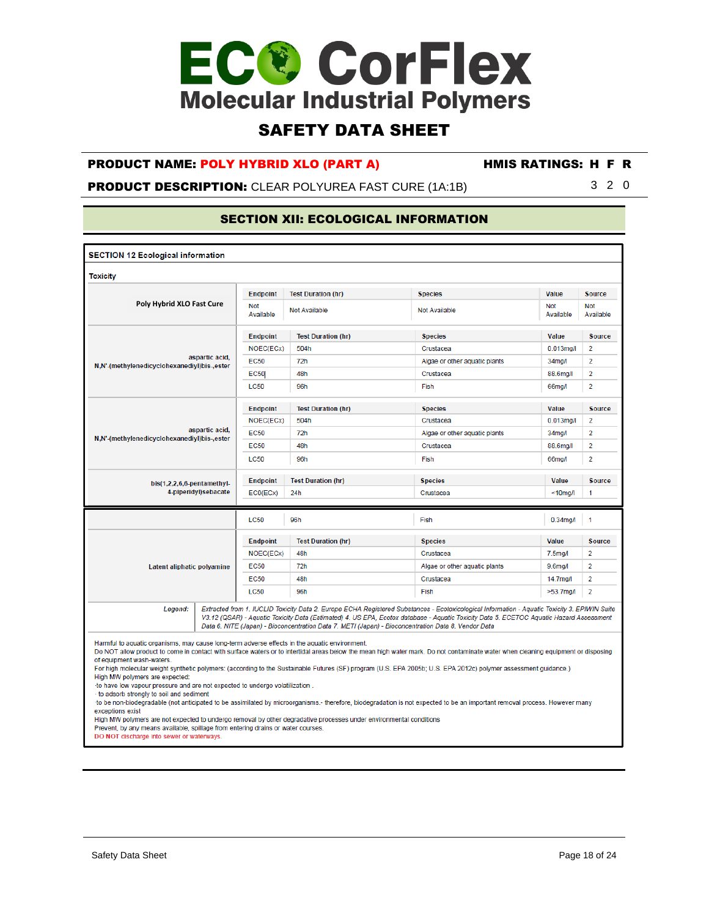# ECO CorFlex

## Molecular Industrial Polymers

## SAFETY DATA SHEET

**PRODUCT NAME: POLY HYBRID XLO (PART A)** **HMIS RATINGS: H F R**

**PRODUCT DESCRIPTION:** CLEAR POLYUREA FAST CURE (1A:1B) 3 2 0

## SECTION XII: ECOLOGICAL INFORMATION

**SECTION 12 Ecological information**

**Toxicity**

| Substance | Endpoint | Test Duration (hr) | Species | Value | Source |
|---|---|---|---|---|---|
| Poly Hybrid XLO Fast Cure | Not Available | Not Available | Not Available | Not Available | Not Available |
| aspartic acid, N,N'-(methylenedicyclohexanediyl)bis-,ester | NOEC(ECx) | 504h | Crustacea | 0.013mg/l | 2 |
| | EC50 | 72h | Algae or other aquatic plants | 34mg/l | 2 |
| | EC50 | 48h | Crustacea | 88.6mg/l | 2 |
| | LC50 | 96h | Fish | 66mg/l | 2 |
| aspartic acid, N,N'-(methylenedicyclohexanediyl)bis-,ester | NOEC(ECx) | 504h | Crustacea | 0.013mg/l | 2 |
| | EC50 | 72h | Algae or other aquatic plants | 34mg/l | 2 |
| | EC50 | 48h | Crustacea | 88.6mg/l | 2 |
| | LC50 | 96h | Fish | 66mg/l | 2 |
| bis(1,2,2,6,6-pentamethyl-4-piperidyl)sebacate | EC0(ECx) | 24h | Crustacea | <10mg/l | 1 |
| | LC50 | 96h | Fish | 0.34mg/l | 1 |
| Latent aliphatic polyamine | NOEC(ECx) | 48h | Crustacea | 7.5mg/l | 2 |
| | EC50 | 72h | Algae or other aquatic plants | 9.6mg/l | 2 |
| | EC50 | 48h | Crustacea | 14.7mg/l | 2 |
| | LC50 | 96h | Fish | >53.7mg/l | 2 |

**Legend:** *Extracted from 1. IUCLID Toxicity Data 2. Europe ECHA Registered Substances - Ecotoxicological Information - Aquatic Toxicity 3. EPIWIN Suite V3.12 (QSAR) - Aquatic Toxicity Data (Estimated) 4. US EPA, Ecotox database - Aquatic Toxicity Data 5. ECETOC Aquatic Hazard Assessment Data 6. NITE (Japan) - Bioconcentration Data 7. METI (Japan) - Bioconcentration Data 8. Vendor Data*

Harmful to aquatic organisms, may cause long-term adverse effects in the aquatic environment.
Do NOT allow product to come in contact with surface waters or to intertidal areas below the mean high water mark. Do not contaminate water when cleaning equipment or disposing of equipment wash-waters.
For high molecular weight synthetic polymers: (according to the Sustainable Futures (SF) program (U.S. EPA 2005b; U.S. EPA 2012c) polymer assessment guidance.)
High MW polymers are expected:
-to have low vapour pressure and are not expected to undergo volatilization .
- to adsorb strongly to soil and sediment
-to be non-biodegradable (not anticipated to be assimilated by microorganisms.- therefore, biodegradation is not expected to be an important removal process. However many exceptions exist
High MW polymers are not expected to undergo removal by other degradative processes under environmental conditions
Prevent, by any means available, spillage from entering drains or water courses.
DO NOT discharge into sewer or waterways.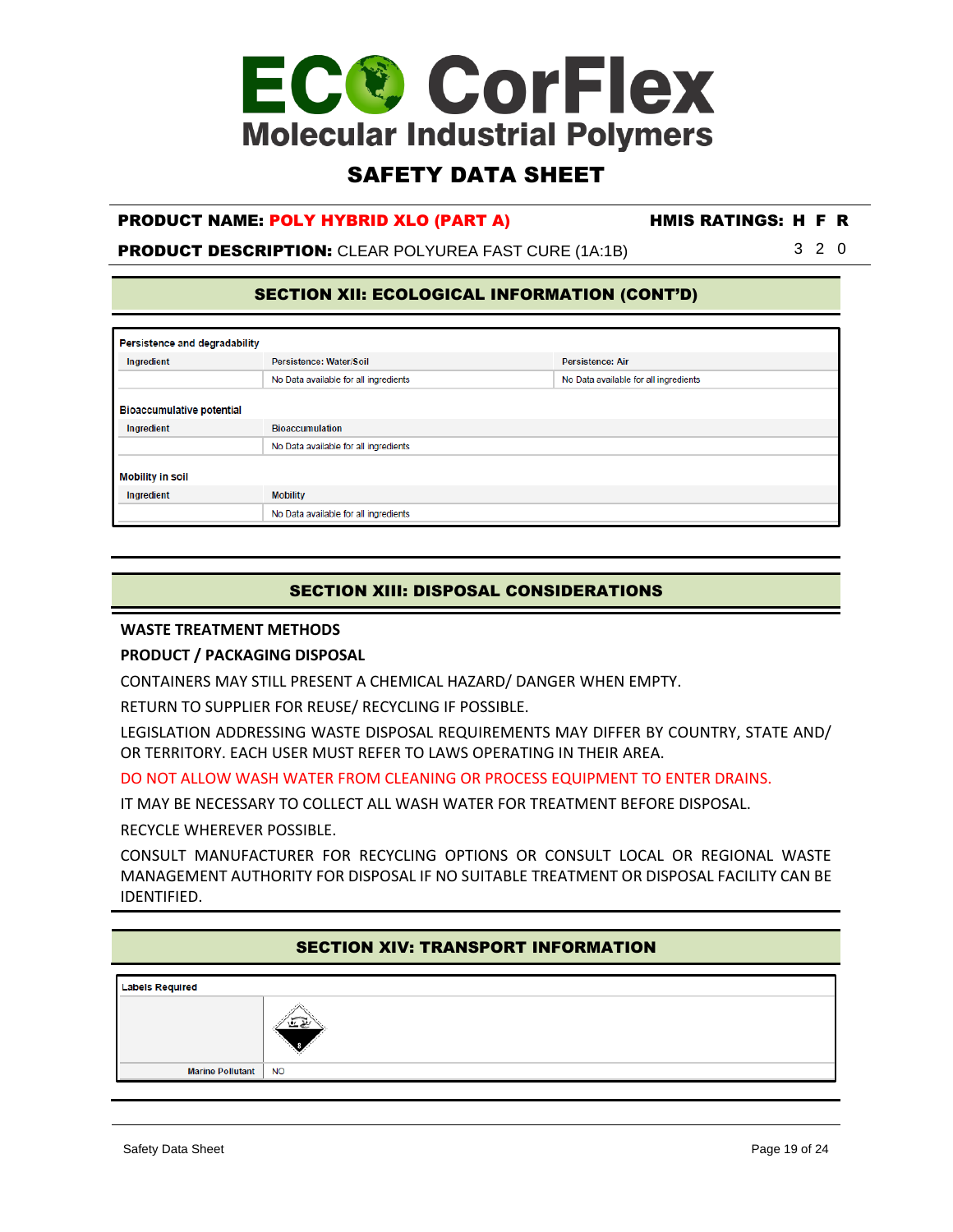# ECO CorFlex
## Molecular Industrial Polymers

# SAFETY DATA SHEET

**PRODUCT NAME:** **POLY HYBRID XLO (PART A)** **HMIS RATINGS: H F R**

**PRODUCT DESCRIPTION:** CLEAR POLYUREA FAST CURE (1A:1B) 3 2 0

## SECTION XII: ECOLOGICAL INFORMATION (CONT'D)

**Persistence and degradability**

| Ingredient | Persistence: Water/Soil | Persistence: Air |
|---|---|---|
| | No Data available for all ingredients | No Data available for all ingredients |

**Bioaccumulative potential**

| Ingredient | Bioaccumulation |
|---|---|
| | No Data available for all ingredients |

**Mobility in soil**

| Ingredient | Mobility |
|---|---|
| | No Data available for all ingredients |

## SECTION XIII: DISPOSAL CONSIDERATIONS

**WASTE TREATMENT METHODS**

**PRODUCT / PACKAGING DISPOSAL**

CONTAINERS MAY STILL PRESENT A CHEMICAL HAZARD/ DANGER WHEN EMPTY.

RETURN TO SUPPLIER FOR REUSE/ RECYCLING IF POSSIBLE.

LEGISLATION ADDRESSING WASTE DISPOSAL REQUIREMENTS MAY DIFFER BY COUNTRY, STATE AND/ OR TERRITORY. EACH USER MUST REFER TO LAWS OPERATING IN THEIR AREA.

DO NOT ALLOW WASH WATER FROM CLEANING OR PROCESS EQUIPMENT TO ENTER DRAINS.

IT MAY BE NECESSARY TO COLLECT ALL WASH WATER FOR TREATMENT BEFORE DISPOSAL.

RECYCLE WHEREVER POSSIBLE.

CONSULT MANUFACTURER FOR RECYCLING OPTIONS OR CONSULT LOCAL OR REGIONAL WASTE MANAGEMENT AUTHORITY FOR DISPOSAL IF NO SUITABLE TREATMENT OR DISPOSAL FACILITY CAN BE IDENTIFIED.

## SECTION XIV: TRANSPORT INFORMATION

| Labels Required | |
|---|---|
| | 8 |
| Marine Pollutant | NO |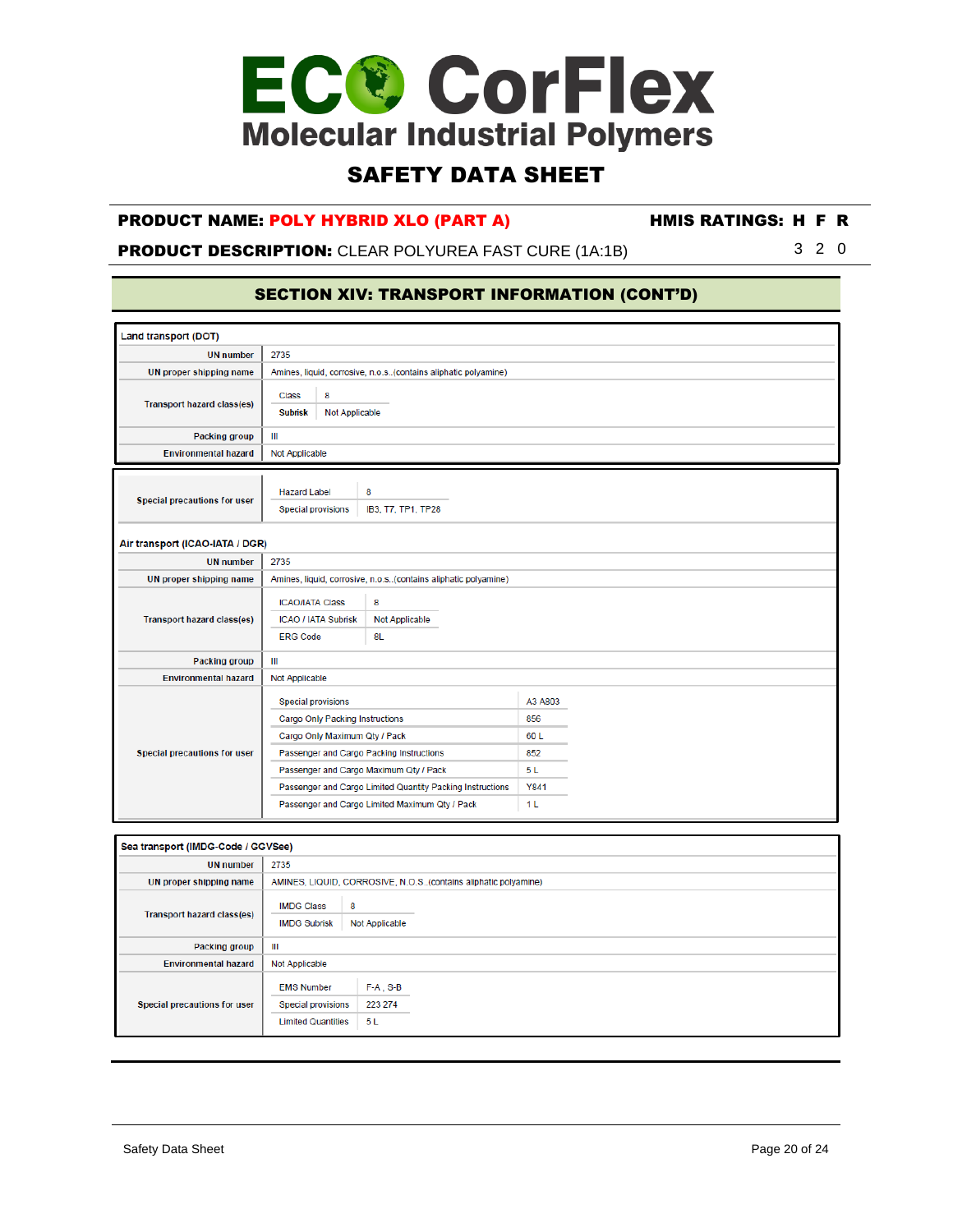# ECO CorFlex

**Molecular Industrial Polymers**

## SAFETY DATA SHEET

**PRODUCT NAME: POLY HYBRID XLO (PART A)** **HMIS RATINGS: H F R**

**PRODUCT DESCRIPTION:** CLEAR POLYUREA FAST CURE (1A:1B) 3 2 0

## SECTION XIV: TRANSPORT INFORMATION (CONT'D)

**Land transport (DOT)**

| | |
|---|---|
| UN number | 2735 |
| UN proper shipping name | Amines, liquid, corrosive, n.o.s..(contains aliphatic polyamine) |
| Transport hazard class(es) | Class: 8; Subrisk: Not Applicable |
| Packing group | III |
| Environmental hazard | Not Applicable |
| Special precautions for user | Hazard Label: 8; Special provisions: IB3, T7, TP1, TP28 |

**Air transport (ICAO-IATA / DGR)**

| | |
|---|---|
| UN number | 2735 |
| UN proper shipping name | Amines, liquid, corrosive, n.o.s..(contains aliphatic polyamine) |
| Transport hazard class(es) | ICAO/IATA Class: 8; ICAO / IATA Subrisk: Not Applicable; ERG Code: 8L |
| Packing group | III |
| Environmental hazard | Not Applicable |

**Special precautions for user**

| | |
|---|---|
| Special provisions | A3 A803 |
| Cargo Only Packing Instructions | 856 |
| Cargo Only Maximum Qty / Pack | 60 L |
| Passenger and Cargo Packing Instructions | 852 |
| Passenger and Cargo Maximum Qty / Pack | 5 L |
| Passenger and Cargo Limited Quantity Packing Instructions | Y841 |
| Passenger and Cargo Limited Maximum Qty / Pack | 1 L |

**Sea transport (IMDG-Code / GGVSee)**

| | |
|---|---|
| UN number | 2735 |
| UN proper shipping name | AMINES, LIQUID, CORROSIVE, N.O.S..(contains aliphatic polyamine) |
| Transport hazard class(es) | IMDG Class: 8; IMDG Subrisk: Not Applicable |
| Packing group | III |
| Environmental hazard | Not Applicable |
| Special precautions for user | EMS Number: F-A , S-B; Special provisions: 223 274; Limited Quantities: 5 L |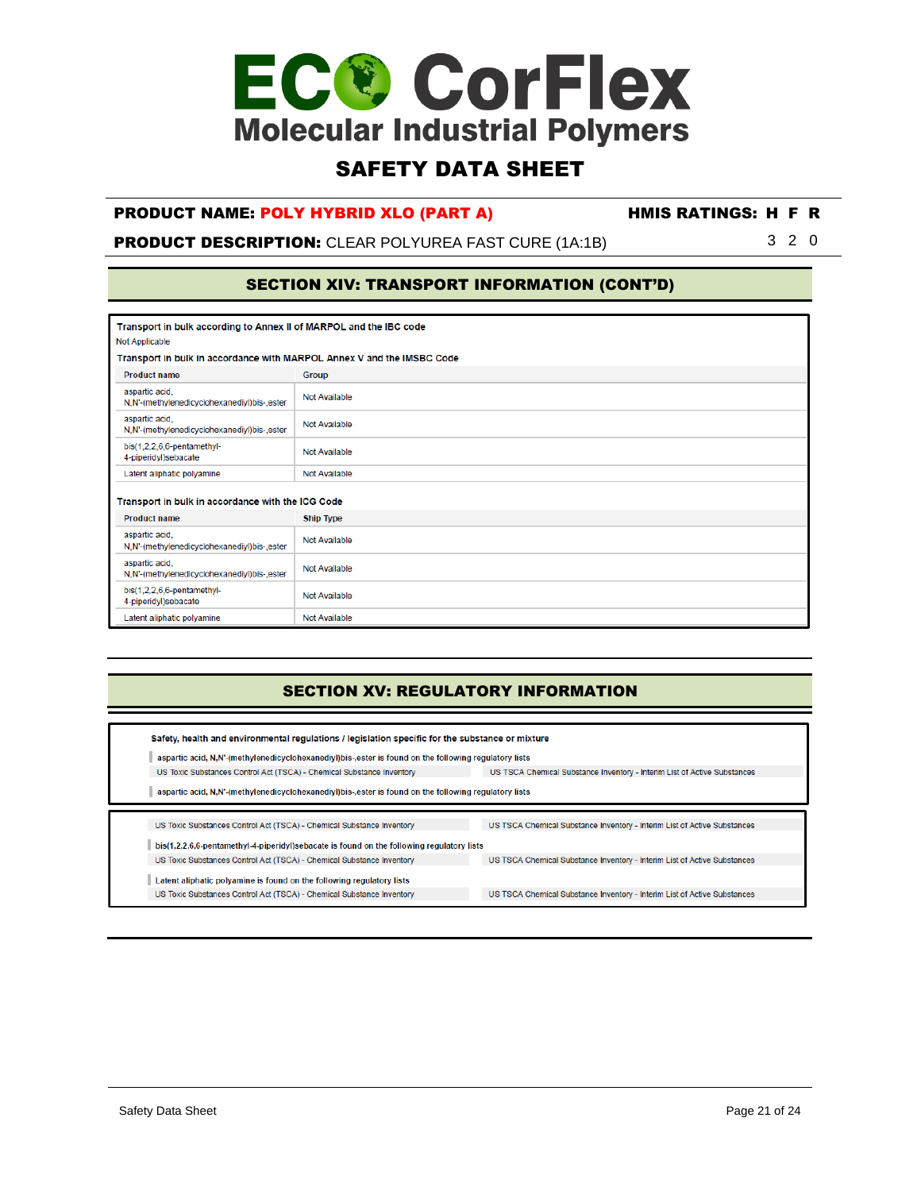# ECO CorFlex

## Molecular Industrial Polymers

## SAFETY DATA SHEET

**PRODUCT NAME: POLY HYBRID XLO (PART A)** **HMIS RATINGS: H F R**

**PRODUCT DESCRIPTION:** CLEAR POLYUREA FAST CURE (1A:1B) 3 2 0

## SECTION XIV: TRANSPORT INFORMATION (CONT'D)

**Transport in bulk according to Annex II of MARPOL and the IBC code**

Not Applicable

**Transport in bulk in accordance with MARPOL Annex V and the IMSBC Code**

| Product name | Group |
|---|---|
| aspartic acid, N,N'-(methylenedicyclohexanediyl)bis-,ester | Not Available |
| aspartic acid, N,N'-(methylenedicyclohexanediyl)bis-,ester | Not Available |
| bis(1,2,2,6,6-pentamethyl-4-piperidyl)sebacate | Not Available |
| Latent aliphatic polyamine | Not Available |

**Transport in bulk in accordance with the ICG Code**

| Product name | Ship Type |
|---|---|
| aspartic acid, N,N'-(methylenedicyclohexanediyl)bis-,ester | Not Available |
| aspartic acid, N,N'-(methylenedicyclohexanediyl)bis-,ester | Not Available |
| bis(1,2,2,6,6-pentamethyl-4-piperidyl)sebacate | Not Available |
| Latent aliphatic polyamine | Not Available |

## SECTION XV: REGULATORY INFORMATION

**Safety, health and environmental regulations / legislation specific for the substance or mixture**

**aspartic acid, N,N'-(methylenedicyclohexanediyl)bis-,ester is found on the following regulatory lists**

| | |
|---|---|
| US Toxic Substances Control Act (TSCA) - Chemical Substance Inventory | US TSCA Chemical Substance Inventory - Interim List of Active Substances |

**aspartic acid, N,N'-(methylenedicyclohexanediyl)bis-,ester is found on the following regulatory lists**

| | |
|---|---|
| US Toxic Substances Control Act (TSCA) - Chemical Substance Inventory | US TSCA Chemical Substance Inventory - Interim List of Active Substances |

**bis(1,2,2,6,6-pentamethyl-4-piperidyl)sebacate is found on the following regulatory lists**

| | |
|---|---|
| US Toxic Substances Control Act (TSCA) - Chemical Substance Inventory | US TSCA Chemical Substance Inventory - Interim List of Active Substances |

**Latent aliphatic polyamine is found on the following regulatory lists**

| | |
|---|---|
| US Toxic Substances Control Act (TSCA) - Chemical Substance Inventory | US TSCA Chemical Substance Inventory - Interim List of Active Substances |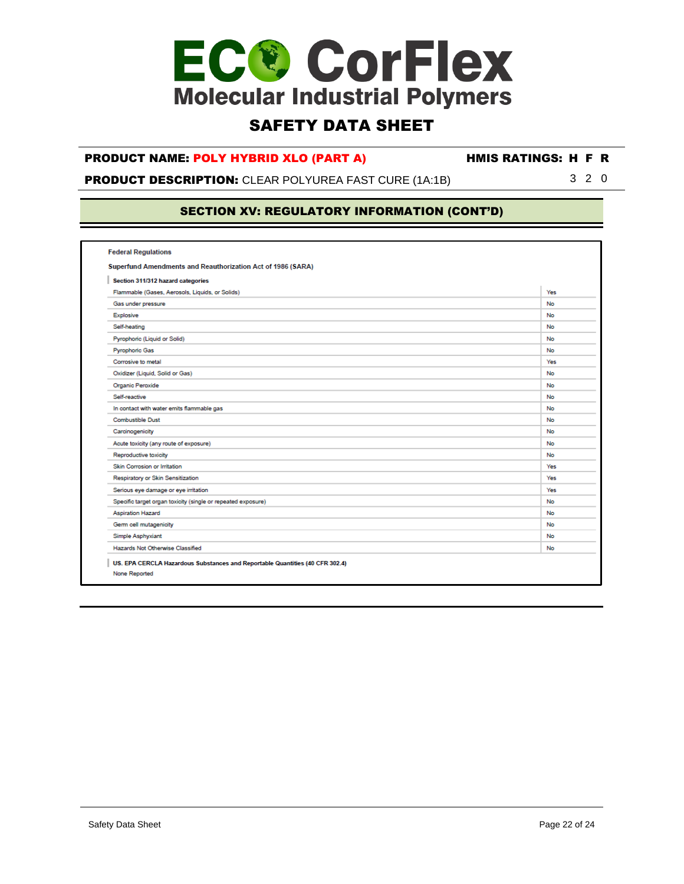# SAFETY DATA SHEET

**PRODUCT NAME: POLY HYBRID XLO (PART A)** **HMIS RATINGS: H F R**

**PRODUCT DESCRIPTION:** CLEAR POLYUREA FAST CURE (1A:1B) 3 2 0

## SECTION XV: REGULATORY INFORMATION (CONT'D)

**Federal Regulations**

**Superfund Amendments and Reauthorization Act of 1986 (SARA)**

**Section 311/312 hazard categories**

| | |
|---|---|
| Flammable (Gases, Aerosols, Liquids, or Solids) | Yes |
| Gas under pressure | No |
| Explosive | No |
| Self-heating | No |
| Pyrophoric (Liquid or Solid) | No |
| Pyrophoric Gas | No |
| Corrosive to metal | Yes |
| Oxidizer (Liquid, Solid or Gas) | No |
| Organic Peroxide | No |
| Self-reactive | No |
| In contact with water emits flammable gas | No |
| Combustible Dust | No |
| Carcinogenicity | No |
| Acute toxicity (any route of exposure) | No |
| Reproductive toxicity | No |
| Skin Corrosion or Irritation | Yes |
| Respiratory or Skin Sensitization | Yes |
| Serious eye damage or eye irritation | Yes |
| Specific target organ toxicity (single or repeated exposure) | No |
| Aspiration Hazard | No |
| Germ cell mutagenicity | No |
| Simple Asphyxiant | No |
| Hazards Not Otherwise Classified | No |

**US. EPA CERCLA Hazardous Substances and Reportable Quantities (40 CFR 302.4)**

None Reported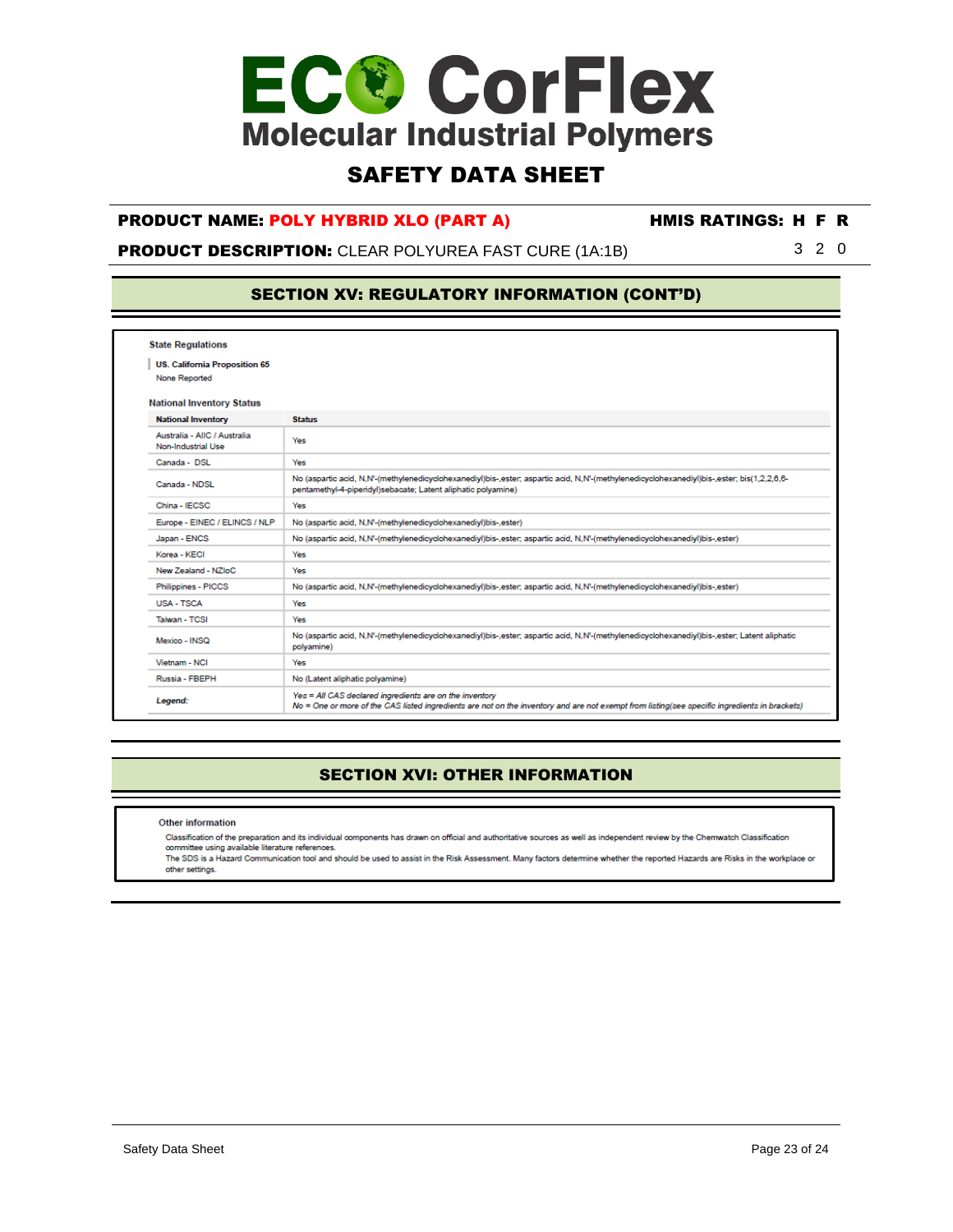# ECO CorFlex

## Molecular Industrial Polymers

## SAFETY DATA SHEET

**PRODUCT NAME:** **POLY HYBRID XLO (PART A)** **HMIS RATINGS: H F R**

**PRODUCT DESCRIPTION:** CLEAR POLYUREA FAST CURE (1A:1B) 3 2 0

## SECTION XV: REGULATORY INFORMATION (CONT'D)

**State Regulations**

**US. California Proposition 65**

None Reported

**National Inventory Status**

| National Inventory | Status |
|---|---|
| Australia - AIIC / Australia Non-Industrial Use | Yes |
| Canada - DSL | Yes |
| Canada - NDSL | No (aspartic acid, N,N'-(methylenedicyclohexanediyl)bis-,ester; aspartic acid, N,N'-(methylenedicyclohexanediyl)bis-,ester; bis(1,2,2,6,6-pentamethyl-4-piperidyl)sebacate; Latent aliphatic polyamine) |
| China - IECSC | Yes |
| Europe - EINEC / ELINCS / NLP | No (aspartic acid, N,N'-(methylenedicyclohexanediyl)bis-,ester) |
| Japan - ENCS | No (aspartic acid, N,N'-(methylenedicyclohexanediyl)bis-,ester; aspartic acid, N,N'-(methylenedicyclohexanediyl)bis-,ester) |
| Korea - KECI | Yes |
| New Zealand - NZIoC | Yes |
| Philippines - PICCS | No (aspartic acid, N,N'-(methylenedicyclohexanediyl)bis-,ester; aspartic acid, N,N'-(methylenedicyclohexanediyl)bis-,ester) |
| USA - TSCA | Yes |
| Taiwan - TCSI | Yes |
| Mexico - INSQ | No (aspartic acid, N,N'-(methylenedicyclohexanediyl)bis-,ester; aspartic acid, N,N'-(methylenedicyclohexanediyl)bis-,ester; Latent aliphatic polyamine) |
| Vietnam - NCI | Yes |
| Russia - FBEPH | No (Latent aliphatic polyamine) |
| *Legend:* | *Yes = All CAS declared ingredients are on the inventory*<br>*No = One or more of the CAS listed ingredients are not on the inventory and are not exempt from listing(see specific ingredients in brackets)* |

## SECTION XVI: OTHER INFORMATION

**Other information**

Classification of the preparation and its individual components has drawn on official and authoritative sources as well as independent review by the Chemwatch Classification committee using available literature references.

The SDS is a Hazard Communication tool and should be used to assist in the Risk Assessment. Many factors determine whether the reported Hazards are Risks in the workplace or other settings.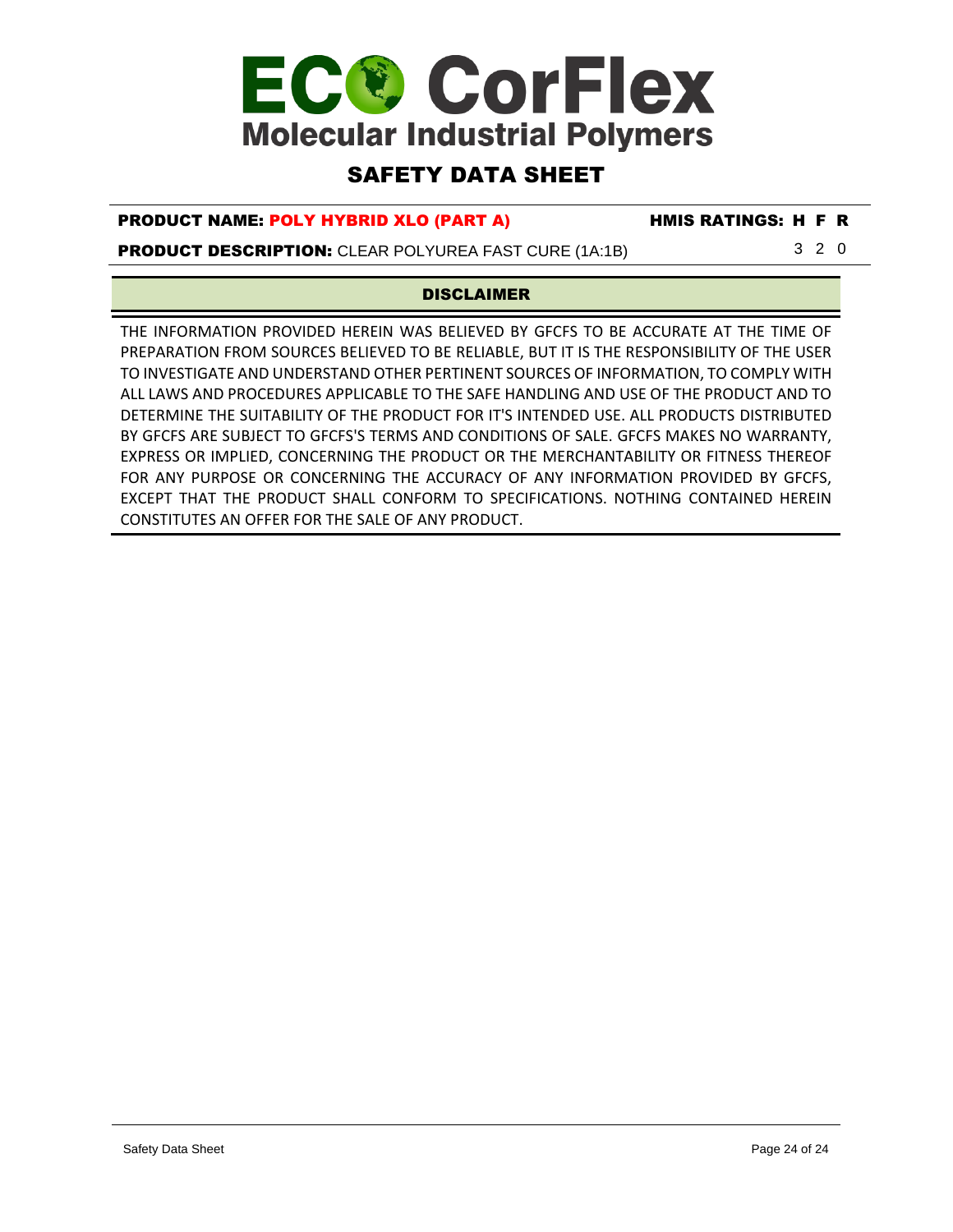# ECO CorFlex

**Molecular Industrial Polymers**

## SAFETY DATA SHEET

| | |
|---|---|
| **PRODUCT NAME:** **POLY HYBRID XLO (PART A)** | **HMIS RATINGS: H F R** |
| **PRODUCT DESCRIPTION:** CLEAR POLYUREA FAST CURE (1A:1B) | 3 2 0 |

### DISCLAIMER

THE INFORMATION PROVIDED HEREIN WAS BELIEVED BY GFCFS TO BE ACCURATE AT THE TIME OF PREPARATION FROM SOURCES BELIEVED TO BE RELIABLE, BUT IT IS THE RESPONSIBILITY OF THE USER TO INVESTIGATE AND UNDERSTAND OTHER PERTINENT SOURCES OF INFORMATION, TO COMPLY WITH ALL LAWS AND PROCEDURES APPLICABLE TO THE SAFE HANDLING AND USE OF THE PRODUCT AND TO DETERMINE THE SUITABILITY OF THE PRODUCT FOR IT'S INTENDED USE. ALL PRODUCTS DISTRIBUTED BY GFCFS ARE SUBJECT TO GFCFS'S TERMS AND CONDITIONS OF SALE. GFCFS MAKES NO WARRANTY, EXPRESS OR IMPLIED, CONCERNING THE PRODUCT OR THE MERCHANTABILITY OR FITNESS THEREOF FOR ANY PURPOSE OR CONCERNING THE ACCURACY OF ANY INFORMATION PROVIDED BY GFCFS, EXCEPT THAT THE PRODUCT SHALL CONFORM TO SPECIFICATIONS. NOTHING CONTAINED HEREIN CONSTITUTES AN OFFER FOR THE SALE OF ANY PRODUCT.